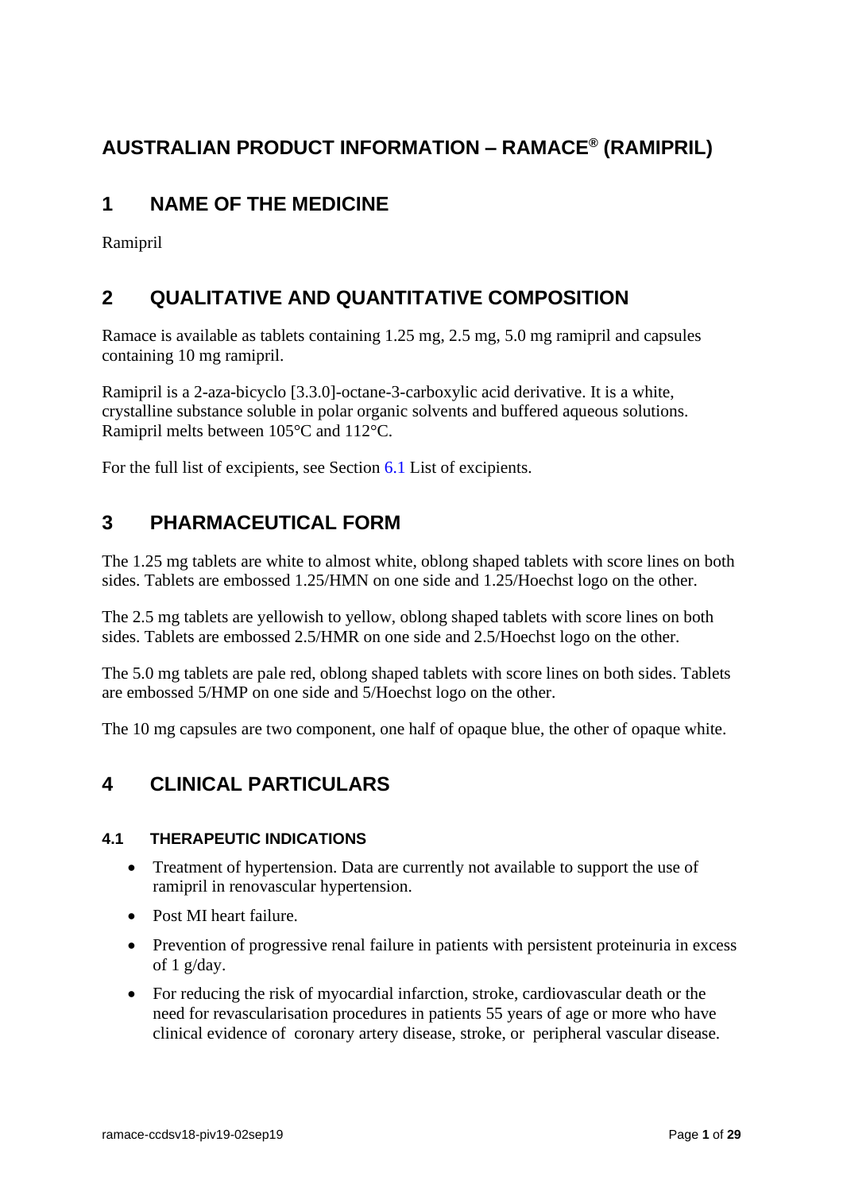# AUSTRALIAN PRODUCT INFORMATION – RAMACE® (RAMIPRIL)

## 1 NAME OF THE MEDICINE

Ramipril

## 2 QUALITATIVE AND QUANTITATIVE COMPOSITION

Ramace is available as tablets containing 1.25 mg, 2.5 mg, 5.0 mg ramipril and capsules containing 10 mg ramipril.

Ramipril is a 2-aza-bicyclo [3.3.0]-octane-3-carboxylic acid derivative. It is a white, crystalline substance soluble in polar organic solvents and buffered aqueous solutions. Ramipril melts between 105°C and 112°C.

For the full list of excipients, see Section 6.1 List of excipients.

## 3 PHARMACEUTICAL FORM

The 1.25 mg tablets are white to almost white, oblong shaped tablets with score lines on both sides. Tablets are embossed 1.25/HMN on one side and 1.25/Hoechst logo on the other.

The 2.5 mg tablets are yellowish to yellow, oblong shaped tablets with score lines on both sides. Tablets are embossed 2.5/HMR on one side and 2.5/Hoechst logo on the other.

The 5.0 mg tablets are pale red, oblong shaped tablets with score lines on both sides. Tablets are embossed 5/HMP on one side and 5/Hoechst logo on the other.

The 10 mg capsules are two component, one half of opaque blue, the other of opaque white.

## 4 CLINICAL PARTICULARS

### 4.1 THERAPEUTIC INDICATIONS

- Treatment of hypertension. Data are currently not available to support the use of ramipril in renovascular hypertension.
- Post MI heart failure.
- Prevention of progressive renal failure in patients with persistent proteinuria in excess of 1 g/day.
- For reducing the risk of myocardial infarction, stroke, cardiovascular death or the need for revascularisation procedures in patients 55 years of age or more who have clinical evidence of coronary artery disease, stroke, or peripheral vascular disease.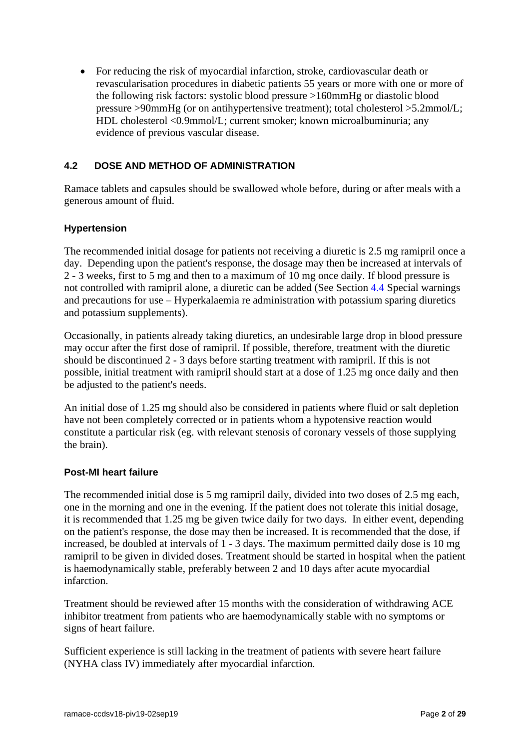- For reducing the risk of myocardial infarction, stroke, cardiovascular death or revascularisation procedures in diabetic patients 55 years or more with one or more of the following risk factors: systolic blood pressure >160mmHg or diastolic blood pressure >90mmHg (or on antihypertensive treatment); total cholesterol >5.2mmol/L; HDL cholesterol <0.9mmol/L; current smoker; known microalbuminuria; any evidence of previous vascular disease.

## 4.2 DOSE AND METHOD OF ADMINISTRATION

Ramace tablets and capsules should be swallowed whole before, during or after meals with a generous amount of fluid.

### Hypertension

The recommended initial dosage for patients not receiving a diuretic is 2.5 mg ramipril once a day. Depending upon the patient's response, the dosage may then be increased at intervals of 2 - 3 weeks, first to 5 mg and then to a maximum of 10 mg once daily. If blood pressure is not controlled with ramipril alone, a diuretic can be added (See Section 4.4 Special warnings and precautions for use – Hyperkalaemia re administration with potassium sparing diuretics and potassium supplements).

Occasionally, in patients already taking diuretics, an undesirable large drop in blood pressure may occur after the first dose of ramipril. If possible, therefore, treatment with the diuretic should be discontinued 2 - 3 days before starting treatment with ramipril. If this is not possible, initial treatment with ramipril should start at a dose of 1.25 mg once daily and then be adjusted to the patient's needs.

An initial dose of 1.25 mg should also be considered in patients where fluid or salt depletion have not been completely corrected or in patients whom a hypotensive reaction would constitute a particular risk (eg. with relevant stenosis of coronary vessels of those supplying the brain).

### Post-MI heart failure

The recommended initial dose is 5 mg ramipril daily, divided into two doses of 2.5 mg each, one in the morning and one in the evening. If the patient does not tolerate this initial dosage, it is recommended that 1.25 mg be given twice daily for two days. In either event, depending on the patient's response, the dose may then be increased. It is recommended that the dose, if increased, be doubled at intervals of 1 - 3 days. The maximum permitted daily dose is 10 mg ramipril to be given in divided doses. Treatment should be started in hospital when the patient is haemodynamically stable, preferably between 2 and 10 days after acute myocardial infarction.

Treatment should be reviewed after 15 months with the consideration of withdrawing ACE inhibitor treatment from patients who are haemodynamically stable with no symptoms or signs of heart failure.

Sufficient experience is still lacking in the treatment of patients with severe heart failure (NYHA class IV) immediately after myocardial infarction.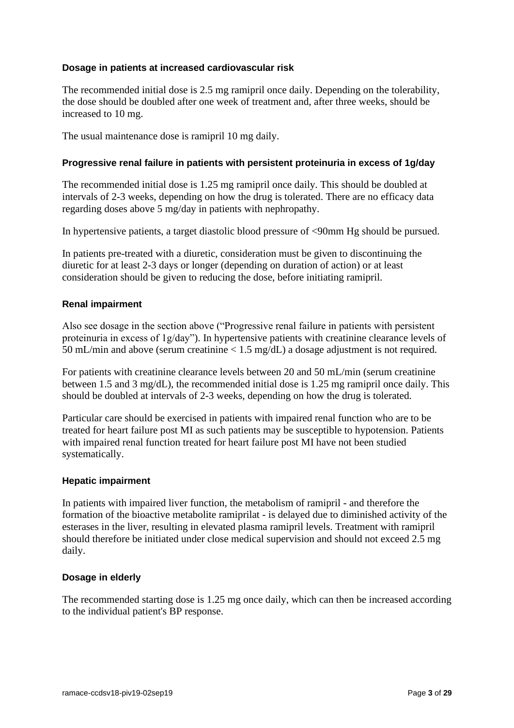### Dosage in patients at increased cardiovascular risk

The recommended initial dose is 2.5 mg ramipril once daily. Depending on the tolerability, the dose should be doubled after one week of treatment and, after three weeks, should be increased to 10 mg.

The usual maintenance dose is ramipril 10 mg daily.

### Progressive renal failure in patients with persistent proteinuria in excess of 1g/day

The recommended initial dose is 1.25 mg ramipril once daily. This should be doubled at intervals of 2-3 weeks, depending on how the drug is tolerated. There are no efficacy data regarding doses above 5 mg/day in patients with nephropathy.

In hypertensive patients, a target diastolic blood pressure of <90mm Hg should be pursued.

In patients pre-treated with a diuretic, consideration must be given to discontinuing the diuretic for at least 2-3 days or longer (depending on duration of action) or at least consideration should be given to reducing the dose, before initiating ramipril.

### Renal impairment

Also see dosage in the section above ("Progressive renal failure in patients with persistent proteinuria in excess of 1g/day"). In hypertensive patients with creatinine clearance levels of 50 mL/min and above (serum creatinine < 1.5 mg/dL) a dosage adjustment is not required.

For patients with creatinine clearance levels between 20 and 50 mL/min (serum creatinine between 1.5 and 3 mg/dL), the recommended initial dose is 1.25 mg ramipril once daily. This should be doubled at intervals of 2-3 weeks, depending on how the drug is tolerated.

Particular care should be exercised in patients with impaired renal function who are to be treated for heart failure post MI as such patients may be susceptible to hypotension. Patients with impaired renal function treated for heart failure post MI have not been studied systematically.

### Hepatic impairment

In patients with impaired liver function, the metabolism of ramipril - and therefore the formation of the bioactive metabolite ramiprilat - is delayed due to diminished activity of the esterases in the liver, resulting in elevated plasma ramipril levels. Treatment with ramipril should therefore be initiated under close medical supervision and should not exceed 2.5 mg daily.

### Dosage in elderly

The recommended starting dose is 1.25 mg once daily, which can then be increased according to the individual patient's BP response.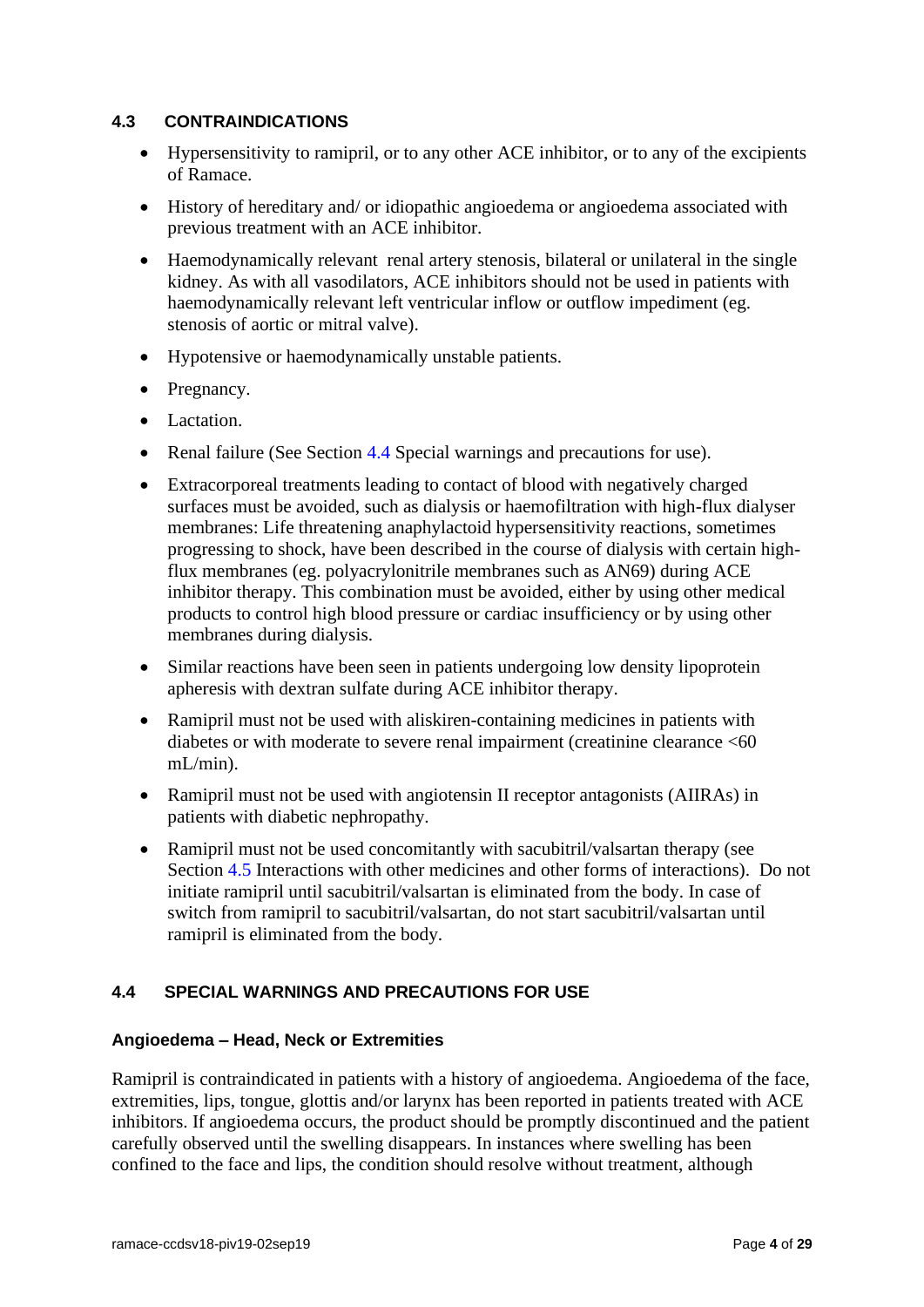## 4.3 CONTRAINDICATIONS

- Hypersensitivity to ramipril, or to any other ACE inhibitor, or to any of the excipients of Ramace.
- History of hereditary and/ or idiopathic angioedema or angioedema associated with previous treatment with an ACE inhibitor.
- Haemodynamically relevant renal artery stenosis, bilateral or unilateral in the single kidney. As with all vasodilators, ACE inhibitors should not be used in patients with haemodynamically relevant left ventricular inflow or outflow impediment (eg. stenosis of aortic or mitral valve).
- Hypotensive or haemodynamically unstable patients.
- Pregnancy.
- Lactation.
- Renal failure (See Section 4.4 Special warnings and precautions for use).
- Extracorporeal treatments leading to contact of blood with negatively charged surfaces must be avoided, such as dialysis or haemofiltration with high-flux dialyser membranes: Life threatening anaphylactoid hypersensitivity reactions, sometimes progressing to shock, have been described in the course of dialysis with certain high-flux membranes (eg. polyacrylonitrile membranes such as AN69) during ACE inhibitor therapy. This combination must be avoided, either by using other medical products to control high blood pressure or cardiac insufficiency or by using other membranes during dialysis.
- Similar reactions have been seen in patients undergoing low density lipoprotein apheresis with dextran sulfate during ACE inhibitor therapy.
- Ramipril must not be used with aliskiren-containing medicines in patients with diabetes or with moderate to severe renal impairment (creatinine clearance <60 mL/min).
- Ramipril must not be used with angiotensin II receptor antagonists (AIIRAs) in patients with diabetic nephropathy.
- Ramipril must not be used concomitantly with sacubitril/valsartan therapy (see Section 4.5 Interactions with other medicines and other forms of interactions). Do not initiate ramipril until sacubitril/valsartan is eliminated from the body. In case of switch from ramipril to sacubitril/valsartan, do not start sacubitril/valsartan until ramipril is eliminated from the body.

## 4.4 SPECIAL WARNINGS AND PRECAUTIONS FOR USE

### Angioedema – Head, Neck or Extremities

Ramipril is contraindicated in patients with a history of angioedema. Angioedema of the face, extremities, lips, tongue, glottis and/or larynx has been reported in patients treated with ACE inhibitors. If angioedema occurs, the product should be promptly discontinued and the patient carefully observed until the swelling disappears. In instances where swelling has been confined to the face and lips, the condition should resolve without treatment, although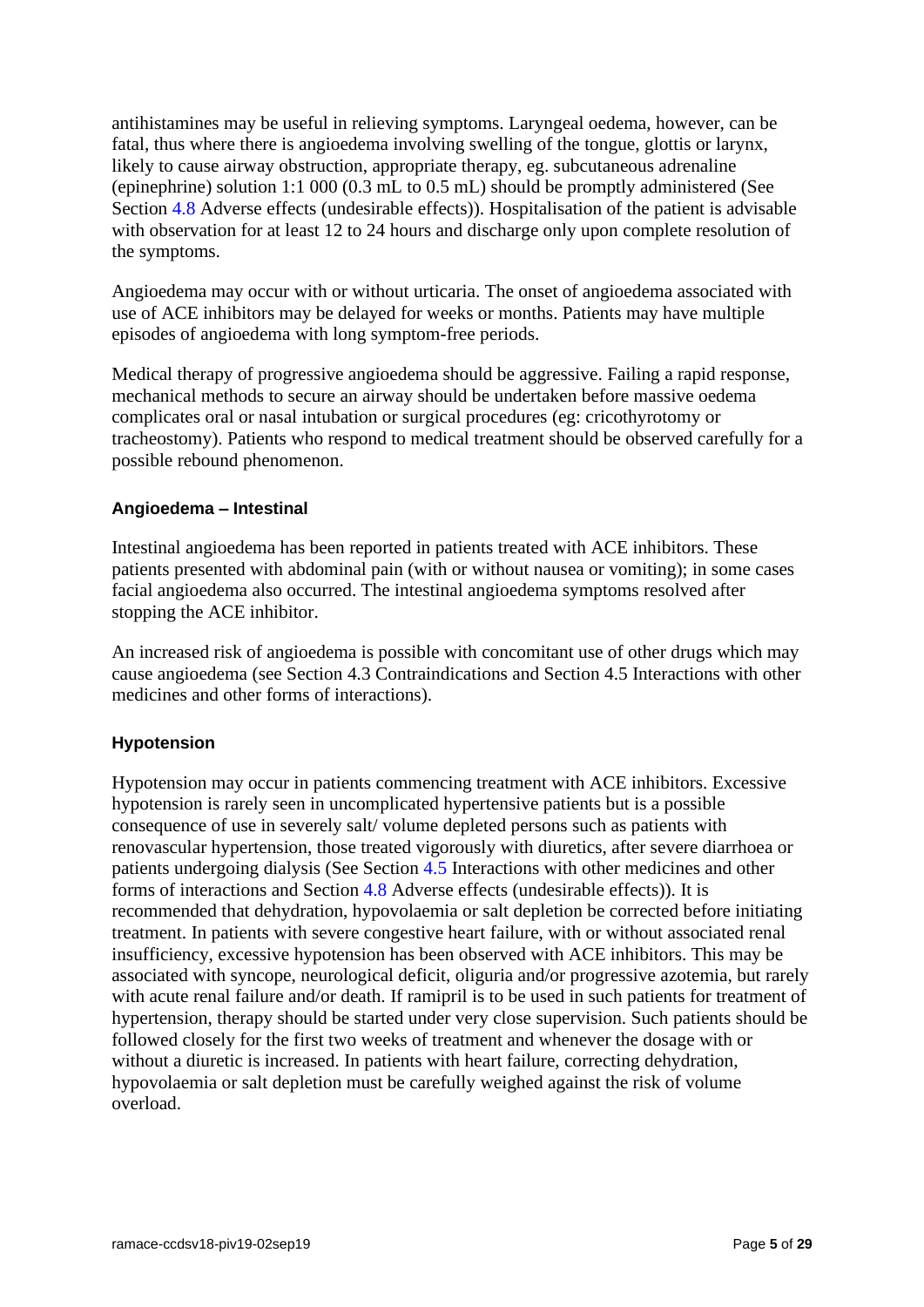antihistamines may be useful in relieving symptoms. Laryngeal oedema, however, can be fatal, thus where there is angioedema involving swelling of the tongue, glottis or larynx, likely to cause airway obstruction, appropriate therapy, eg. subcutaneous adrenaline (epinephrine) solution 1:1 000 (0.3 mL to 0.5 mL) should be promptly administered (See Section 4.8 Adverse effects (undesirable effects)). Hospitalisation of the patient is advisable with observation for at least 12 to 24 hours and discharge only upon complete resolution of the symptoms.

Angioedema may occur with or without urticaria. The onset of angioedema associated with use of ACE inhibitors may be delayed for weeks or months. Patients may have multiple episodes of angioedema with long symptom-free periods.

Medical therapy of progressive angioedema should be aggressive. Failing a rapid response, mechanical methods to secure an airway should be undertaken before massive oedema complicates oral or nasal intubation or surgical procedures (eg: cricothyrotomy or tracheostomy). Patients who respond to medical treatment should be observed carefully for a possible rebound phenomenon.

#### Angioedema – Intestinal

Intestinal angioedema has been reported in patients treated with ACE inhibitors. These patients presented with abdominal pain (with or without nausea or vomiting); in some cases facial angioedema also occurred. The intestinal angioedema symptoms resolved after stopping the ACE inhibitor.

An increased risk of angioedema is possible with concomitant use of other drugs which may cause angioedema (see Section 4.3 Contraindications and Section 4.5 Interactions with other medicines and other forms of interactions).

#### Hypotension

Hypotension may occur in patients commencing treatment with ACE inhibitors. Excessive hypotension is rarely seen in uncomplicated hypertensive patients but is a possible consequence of use in severely salt/ volume depleted persons such as patients with renovascular hypertension, those treated vigorously with diuretics, after severe diarrhoea or patients undergoing dialysis (See Section 4.5 Interactions with other medicines and other forms of interactions and Section 4.8 Adverse effects (undesirable effects)). It is recommended that dehydration, hypovolaemia or salt depletion be corrected before initiating treatment. In patients with severe congestive heart failure, with or without associated renal insufficiency, excessive hypotension has been observed with ACE inhibitors. This may be associated with syncope, neurological deficit, oliguria and/or progressive azotemia, but rarely with acute renal failure and/or death. If ramipril is to be used in such patients for treatment of hypertension, therapy should be started under very close supervision. Such patients should be followed closely for the first two weeks of treatment and whenever the dosage with or without a diuretic is increased. In patients with heart failure, correcting dehydration, hypovolaemia or salt depletion must be carefully weighed against the risk of volume overload.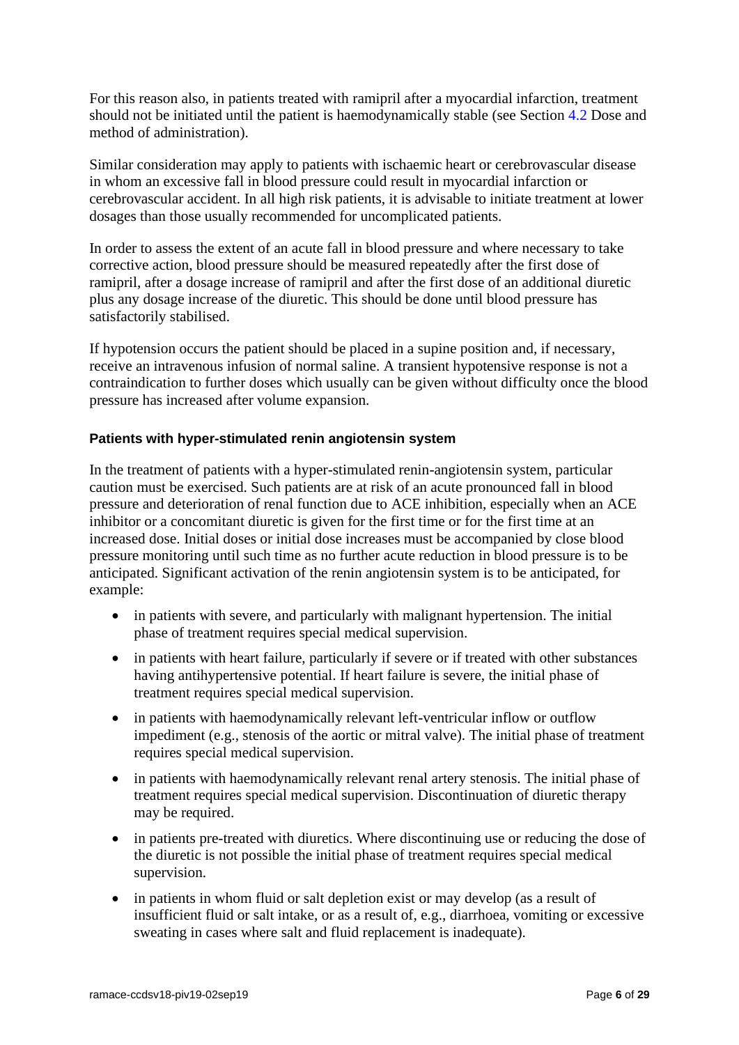For this reason also, in patients treated with ramipril after a myocardial infarction, treatment should not be initiated until the patient is haemodynamically stable (see Section 4.2 Dose and method of administration).

Similar consideration may apply to patients with ischaemic heart or cerebrovascular disease in whom an excessive fall in blood pressure could result in myocardial infarction or cerebrovascular accident. In all high risk patients, it is advisable to initiate treatment at lower dosages than those usually recommended for uncomplicated patients.

In order to assess the extent of an acute fall in blood pressure and where necessary to take corrective action, blood pressure should be measured repeatedly after the first dose of ramipril, after a dosage increase of ramipril and after the first dose of an additional diuretic plus any dosage increase of the diuretic. This should be done until blood pressure has satisfactorily stabilised.

If hypotension occurs the patient should be placed in a supine position and, if necessary, receive an intravenous infusion of normal saline. A transient hypotensive response is not a contraindication to further doses which usually can be given without difficulty once the blood pressure has increased after volume expansion.

**Patients with hyper-stimulated renin angiotensin system**

In the treatment of patients with a hyper-stimulated renin-angiotensin system, particular caution must be exercised. Such patients are at risk of an acute pronounced fall in blood pressure and deterioration of renal function due to ACE inhibition, especially when an ACE inhibitor or a concomitant diuretic is given for the first time or for the first time at an increased dose. Initial doses or initial dose increases must be accompanied by close blood pressure monitoring until such time as no further acute reduction in blood pressure is to be anticipated. Significant activation of the renin angiotensin system is to be anticipated, for example:

- in patients with severe, and particularly with malignant hypertension. The initial phase of treatment requires special medical supervision.
- in patients with heart failure, particularly if severe or if treated with other substances having antihypertensive potential. If heart failure is severe, the initial phase of treatment requires special medical supervision.
- in patients with haemodynamically relevant left-ventricular inflow or outflow impediment (e.g., stenosis of the aortic or mitral valve). The initial phase of treatment requires special medical supervision.
- in patients with haemodynamically relevant renal artery stenosis. The initial phase of treatment requires special medical supervision. Discontinuation of diuretic therapy may be required.
- in patients pre-treated with diuretics. Where discontinuing use or reducing the dose of the diuretic is not possible the initial phase of treatment requires special medical supervision.
- in patients in whom fluid or salt depletion exist or may develop (as a result of insufficient fluid or salt intake, or as a result of, e.g., diarrhoea, vomiting or excessive sweating in cases where salt and fluid replacement is inadequate).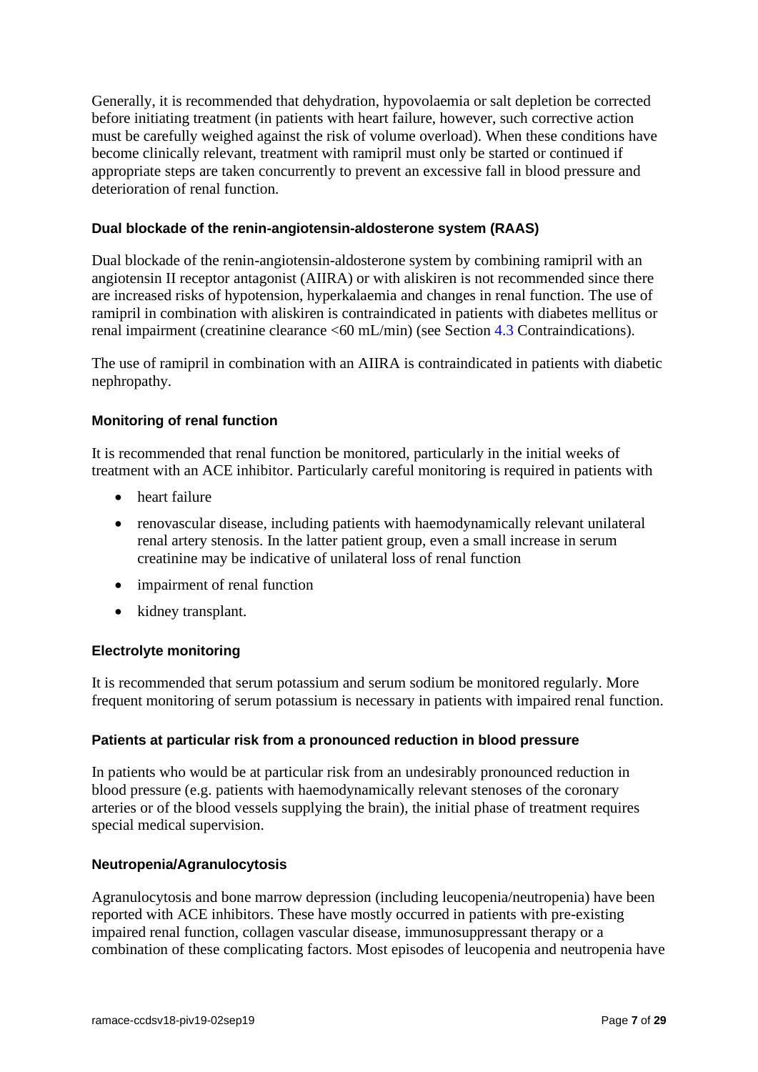Generally, it is recommended that dehydration, hypovolaemia or salt depletion be corrected before initiating treatment (in patients with heart failure, however, such corrective action must be carefully weighed against the risk of volume overload). When these conditions have become clinically relevant, treatment with ramipril must only be started or continued if appropriate steps are taken concurrently to prevent an excessive fall in blood pressure and deterioration of renal function.

#### Dual blockade of the renin-angiotensin-aldosterone system (RAAS)

Dual blockade of the renin-angiotensin-aldosterone system by combining ramipril with an angiotensin II receptor antagonist (AIIRA) or with aliskiren is not recommended since there are increased risks of hypotension, hyperkalaemia and changes in renal function. The use of ramipril in combination with aliskiren is contraindicated in patients with diabetes mellitus or renal impairment (creatinine clearance <60 mL/min) (see Section 4.3 Contraindications).

The use of ramipril in combination with an AIIRA is contraindicated in patients with diabetic nephropathy.

#### Monitoring of renal function

It is recommended that renal function be monitored, particularly in the initial weeks of treatment with an ACE inhibitor. Particularly careful monitoring is required in patients with

- heart failure
- renovascular disease, including patients with haemodynamically relevant unilateral renal artery stenosis. In the latter patient group, even a small increase in serum creatinine may be indicative of unilateral loss of renal function
- impairment of renal function
- kidney transplant.

#### Electrolyte monitoring

It is recommended that serum potassium and serum sodium be monitored regularly. More frequent monitoring of serum potassium is necessary in patients with impaired renal function.

#### Patients at particular risk from a pronounced reduction in blood pressure

In patients who would be at particular risk from an undesirably pronounced reduction in blood pressure (e.g. patients with haemodynamically relevant stenoses of the coronary arteries or of the blood vessels supplying the brain), the initial phase of treatment requires special medical supervision.

#### Neutropenia/Agranulocytosis

Agranulocytosis and bone marrow depression (including leucopenia/neutropenia) have been reported with ACE inhibitors. These have mostly occurred in patients with pre-existing impaired renal function, collagen vascular disease, immunosuppressant therapy or a combination of these complicating factors. Most episodes of leucopenia and neutropenia have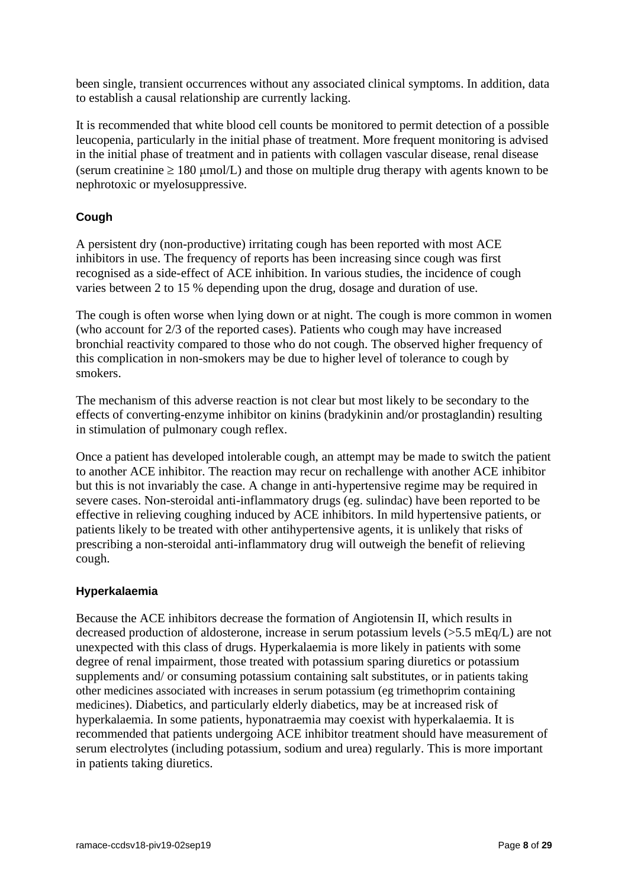been single, transient occurrences without any associated clinical symptoms. In addition, data to establish a causal relationship are currently lacking.

It is recommended that white blood cell counts be monitored to permit detection of a possible leucopenia, particularly in the initial phase of treatment. More frequent monitoring is advised in the initial phase of treatment and in patients with collagen vascular disease, renal disease (serum creatinine ≥ 180 μmol/L) and those on multiple drug therapy with agents known to be nephrotoxic or myelosuppressive.

### Cough

A persistent dry (non-productive) irritating cough has been reported with most ACE inhibitors in use. The frequency of reports has been increasing since cough was first recognised as a side-effect of ACE inhibition. In various studies, the incidence of cough varies between 2 to 15 % depending upon the drug, dosage and duration of use.

The cough is often worse when lying down or at night. The cough is more common in women (who account for 2/3 of the reported cases). Patients who cough may have increased bronchial reactivity compared to those who do not cough. The observed higher frequency of this complication in non-smokers may be due to higher level of tolerance to cough by smokers.

The mechanism of this adverse reaction is not clear but most likely to be secondary to the effects of converting-enzyme inhibitor on kinins (bradykinin and/or prostaglandin) resulting in stimulation of pulmonary cough reflex.

Once a patient has developed intolerable cough, an attempt may be made to switch the patient to another ACE inhibitor. The reaction may recur on rechallenge with another ACE inhibitor but this is not invariably the case. A change in anti-hypertensive regime may be required in severe cases. Non-steroidal anti-inflammatory drugs (eg. sulindac) have been reported to be effective in relieving coughing induced by ACE inhibitors. In mild hypertensive patients, or patients likely to be treated with other antihypertensive agents, it is unlikely that risks of prescribing a non-steroidal anti-inflammatory drug will outweigh the benefit of relieving cough.

### Hyperkalaemia

Because the ACE inhibitors decrease the formation of Angiotensin II, which results in decreased production of aldosterone, increase in serum potassium levels (>5.5 mEq/L) are not unexpected with this class of drugs. Hyperkalaemia is more likely in patients with some degree of renal impairment, those treated with potassium sparing diuretics or potassium supplements and/ or consuming potassium containing salt substitutes, or in patients taking other medicines associated with increases in serum potassium (eg trimethoprim containing medicines). Diabetics, and particularly elderly diabetics, may be at increased risk of hyperkalaemia. In some patients, hyponatraemia may coexist with hyperkalaemia. It is recommended that patients undergoing ACE inhibitor treatment should have measurement of serum electrolytes (including potassium, sodium and urea) regularly. This is more important in patients taking diuretics.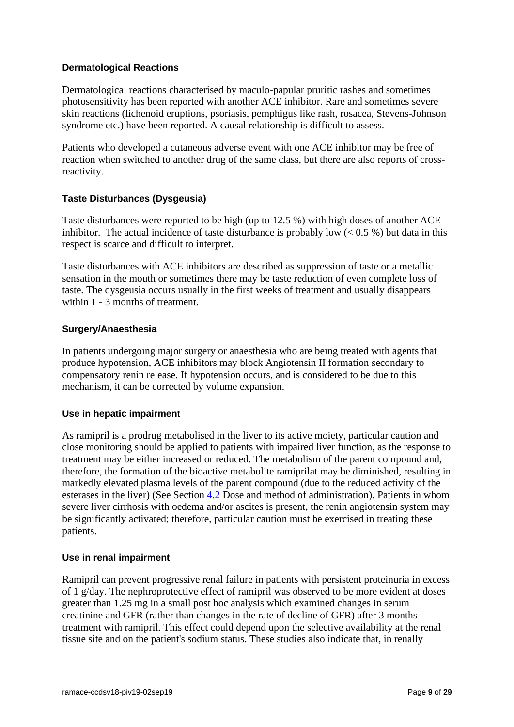### Dermatological Reactions

Dermatological reactions characterised by maculo-papular pruritic rashes and sometimes photosensitivity has been reported with another ACE inhibitor. Rare and sometimes severe skin reactions (lichenoid eruptions, psoriasis, pemphigus like rash, rosacea, Stevens-Johnson syndrome etc.) have been reported. A causal relationship is difficult to assess.

Patients who developed a cutaneous adverse event with one ACE inhibitor may be free of reaction when switched to another drug of the same class, but there are also reports of cross-reactivity.

### Taste Disturbances (Dysgeusia)

Taste disturbances were reported to be high (up to 12.5 %) with high doses of another ACE inhibitor. The actual incidence of taste disturbance is probably low (< 0.5 %) but data in this respect is scarce and difficult to interpret.

Taste disturbances with ACE inhibitors are described as suppression of taste or a metallic sensation in the mouth or sometimes there may be taste reduction of even complete loss of taste. The dysgeusia occurs usually in the first weeks of treatment and usually disappears within 1 - 3 months of treatment.

### Surgery/Anaesthesia

In patients undergoing major surgery or anaesthesia who are being treated with agents that produce hypotension, ACE inhibitors may block Angiotensin II formation secondary to compensatory renin release. If hypotension occurs, and is considered to be due to this mechanism, it can be corrected by volume expansion.

### Use in hepatic impairment

As ramipril is a prodrug metabolised in the liver to its active moiety, particular caution and close monitoring should be applied to patients with impaired liver function, as the response to treatment may be either increased or reduced. The metabolism of the parent compound and, therefore, the formation of the bioactive metabolite ramiprilat may be diminished, resulting in markedly elevated plasma levels of the parent compound (due to the reduced activity of the esterases in the liver) (See Section 4.2 Dose and method of administration). Patients in whom severe liver cirrhosis with oedema and/or ascites is present, the renin angiotensin system may be significantly activated; therefore, particular caution must be exercised in treating these patients.

### Use in renal impairment

Ramipril can prevent progressive renal failure in patients with persistent proteinuria in excess of 1 g/day. The nephroprotective effect of ramipril was observed to be more evident at doses greater than 1.25 mg in a small post hoc analysis which examined changes in serum creatinine and GFR (rather than changes in the rate of decline of GFR) after 3 months treatment with ramipril. This effect could depend upon the selective availability at the renal tissue site and on the patient's sodium status. These studies also indicate that, in renally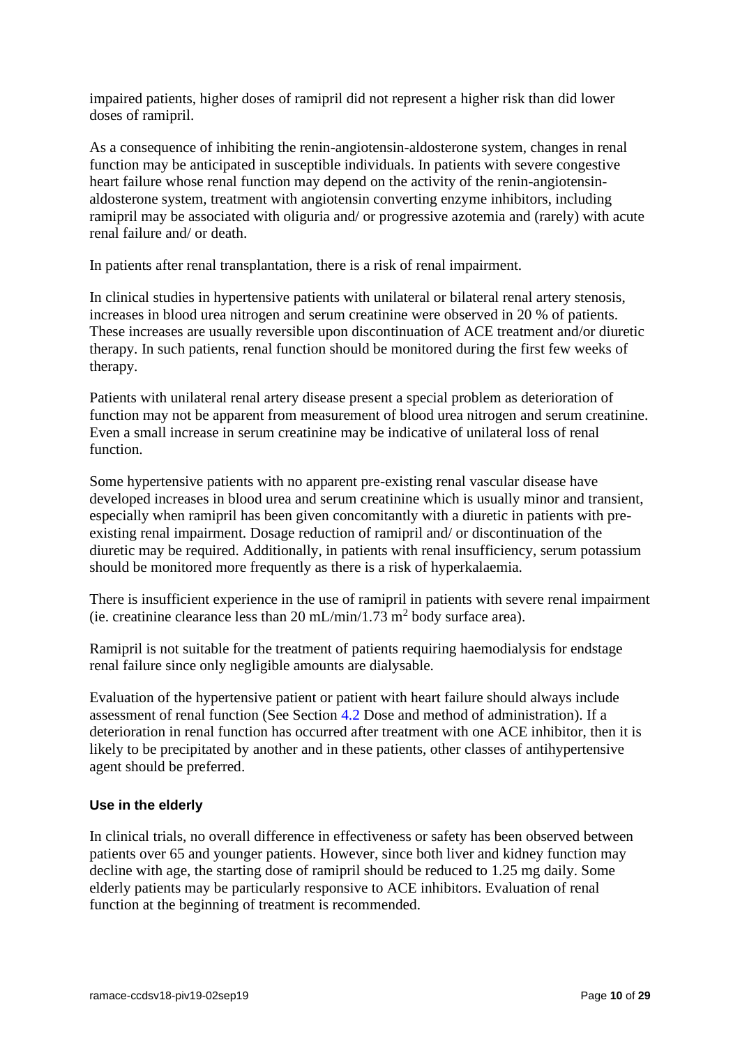impaired patients, higher doses of ramipril did not represent a higher risk than did lower doses of ramipril.

As a consequence of inhibiting the renin-angiotensin-aldosterone system, changes in renal function may be anticipated in susceptible individuals. In patients with severe congestive heart failure whose renal function may depend on the activity of the renin-angiotensin-aldosterone system, treatment with angiotensin converting enzyme inhibitors, including ramipril may be associated with oliguria and/ or progressive azotemia and (rarely) with acute renal failure and/ or death.

In patients after renal transplantation, there is a risk of renal impairment.

In clinical studies in hypertensive patients with unilateral or bilateral renal artery stenosis, increases in blood urea nitrogen and serum creatinine were observed in 20 % of patients. These increases are usually reversible upon discontinuation of ACE treatment and/or diuretic therapy. In such patients, renal function should be monitored during the first few weeks of therapy.

Patients with unilateral renal artery disease present a special problem as deterioration of function may not be apparent from measurement of blood urea nitrogen and serum creatinine. Even a small increase in serum creatinine may be indicative of unilateral loss of renal function.

Some hypertensive patients with no apparent pre-existing renal vascular disease have developed increases in blood urea and serum creatinine which is usually minor and transient, especially when ramipril has been given concomitantly with a diuretic in patients with pre-existing renal impairment. Dosage reduction of ramipril and/ or discontinuation of the diuretic may be required. Additionally, in patients with renal insufficiency, serum potassium should be monitored more frequently as there is a risk of hyperkalaemia.

There is insufficient experience in the use of ramipril in patients with severe renal impairment (ie. creatinine clearance less than 20 mL/min/1.73 $m^2$ body surface area).

Ramipril is not suitable for the treatment of patients requiring haemodialysis for endstage renal failure since only negligible amounts are dialysable.

Evaluation of the hypertensive patient or patient with heart failure should always include assessment of renal function (See Section 4.2 Dose and method of administration). If a deterioration in renal function has occurred after treatment with one ACE inhibitor, then it is likely to be precipitated by another and in these patients, other classes of antihypertensive agent should be preferred.

#### Use in the elderly

In clinical trials, no overall difference in effectiveness or safety has been observed between patients over 65 and younger patients. However, since both liver and kidney function may decline with age, the starting dose of ramipril should be reduced to 1.25 mg daily. Some elderly patients may be particularly responsive to ACE inhibitors. Evaluation of renal function at the beginning of treatment is recommended.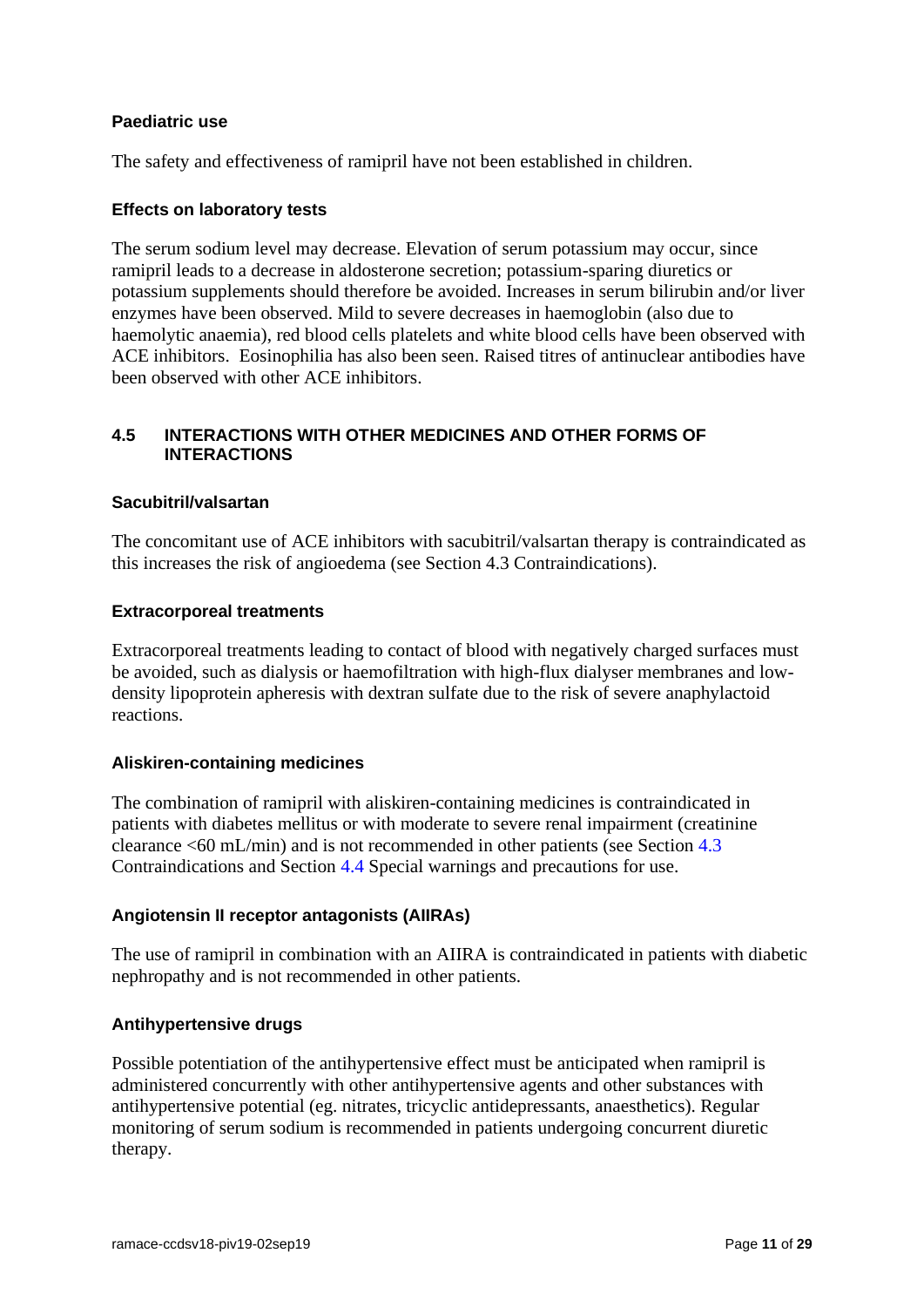### Paediatric use

The safety and effectiveness of ramipril have not been established in children.

### Effects on laboratory tests

The serum sodium level may decrease. Elevation of serum potassium may occur, since ramipril leads to a decrease in aldosterone secretion; potassium-sparing diuretics or potassium supplements should therefore be avoided. Increases in serum bilirubin and/or liver enzymes have been observed. Mild to severe decreases in haemoglobin (also due to haemolytic anaemia), red blood cells platelets and white blood cells have been observed with ACE inhibitors. Eosinophilia has also been seen. Raised titres of antinuclear antibodies have been observed with other ACE inhibitors.

## 4.5 INTERACTIONS WITH OTHER MEDICINES AND OTHER FORMS OF INTERACTIONS

### Sacubitril/valsartan

The concomitant use of ACE inhibitors with sacubitril/valsartan therapy is contraindicated as this increases the risk of angioedema (see Section 4.3 Contraindications).

### Extracorporeal treatments

Extracorporeal treatments leading to contact of blood with negatively charged surfaces must be avoided, such as dialysis or haemofiltration with high-flux dialyser membranes and low-density lipoprotein apheresis with dextran sulfate due to the risk of severe anaphylactoid reactions.

### Aliskiren-containing medicines

The combination of ramipril with aliskiren-containing medicines is contraindicated in patients with diabetes mellitus or with moderate to severe renal impairment (creatinine clearance <60 mL/min) and is not recommended in other patients (see Section 4.3 Contraindications and Section 4.4 Special warnings and precautions for use.

### Angiotensin II receptor antagonists (AIIRAs)

The use of ramipril in combination with an AIIRA is contraindicated in patients with diabetic nephropathy and is not recommended in other patients.

### Antihypertensive drugs

Possible potentiation of the antihypertensive effect must be anticipated when ramipril is administered concurrently with other antihypertensive agents and other substances with antihypertensive potential (eg. nitrates, tricyclic antidepressants, anaesthetics). Regular monitoring of serum sodium is recommended in patients undergoing concurrent diuretic therapy.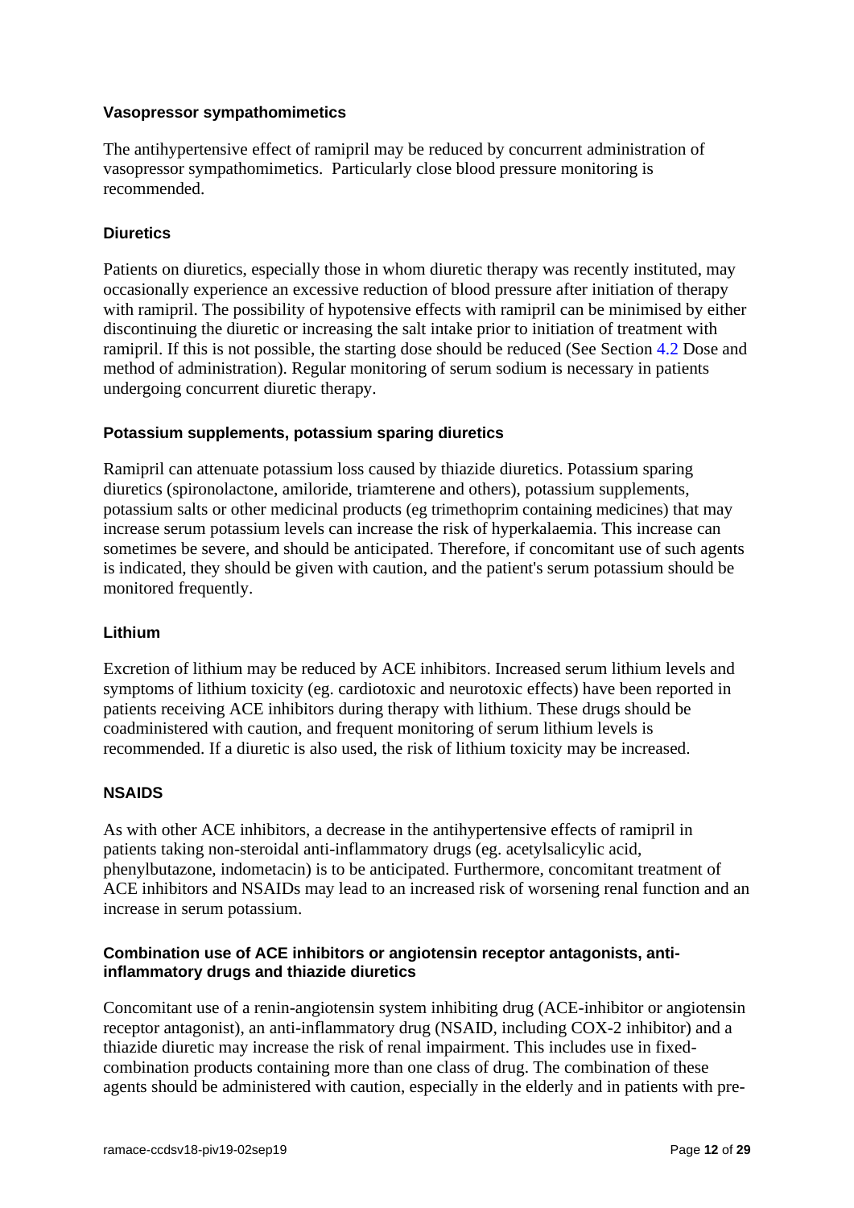**Vasopressor sympathomimetics**

The antihypertensive effect of ramipril may be reduced by concurrent administration of vasopressor sympathomimetics. Particularly close blood pressure monitoring is recommended.

**Diuretics**

Patients on diuretics, especially those in whom diuretic therapy was recently instituted, may occasionally experience an excessive reduction of blood pressure after initiation of therapy with ramipril. The possibility of hypotensive effects with ramipril can be minimised by either discontinuing the diuretic or increasing the salt intake prior to initiation of treatment with ramipril. If this is not possible, the starting dose should be reduced (See Section 4.2 Dose and method of administration). Regular monitoring of serum sodium is necessary in patients undergoing concurrent diuretic therapy.

**Potassium supplements, potassium sparing diuretics**

Ramipril can attenuate potassium loss caused by thiazide diuretics. Potassium sparing diuretics (spironolactone, amiloride, triamterene and others), potassium supplements, potassium salts or other medicinal products (eg trimethoprim containing medicines) that may increase serum potassium levels can increase the risk of hyperkalaemia. This increase can sometimes be severe, and should be anticipated. Therefore, if concomitant use of such agents is indicated, they should be given with caution, and the patient's serum potassium should be monitored frequently.

**Lithium**

Excretion of lithium may be reduced by ACE inhibitors. Increased serum lithium levels and symptoms of lithium toxicity (eg. cardiotoxic and neurotoxic effects) have been reported in patients receiving ACE inhibitors during therapy with lithium. These drugs should be coadministered with caution, and frequent monitoring of serum lithium levels is recommended. If a diuretic is also used, the risk of lithium toxicity may be increased.

**NSAIDS**

As with other ACE inhibitors, a decrease in the antihypertensive effects of ramipril in patients taking non-steroidal anti-inflammatory drugs (eg. acetylsalicylic acid, phenylbutazone, indometacin) is to be anticipated. Furthermore, concomitant treatment of ACE inhibitors and NSAIDs may lead to an increased risk of worsening renal function and an increase in serum potassium.

**Combination use of ACE inhibitors or angiotensin receptor antagonists, anti-inflammatory drugs and thiazide diuretics**

Concomitant use of a renin-angiotensin system inhibiting drug (ACE-inhibitor or angiotensin receptor antagonist), an anti-inflammatory drug (NSAID, including COX-2 inhibitor) and a thiazide diuretic may increase the risk of renal impairment. This includes use in fixed-combination products containing more than one class of drug. The combination of these agents should be administered with caution, especially in the elderly and in patients with pre-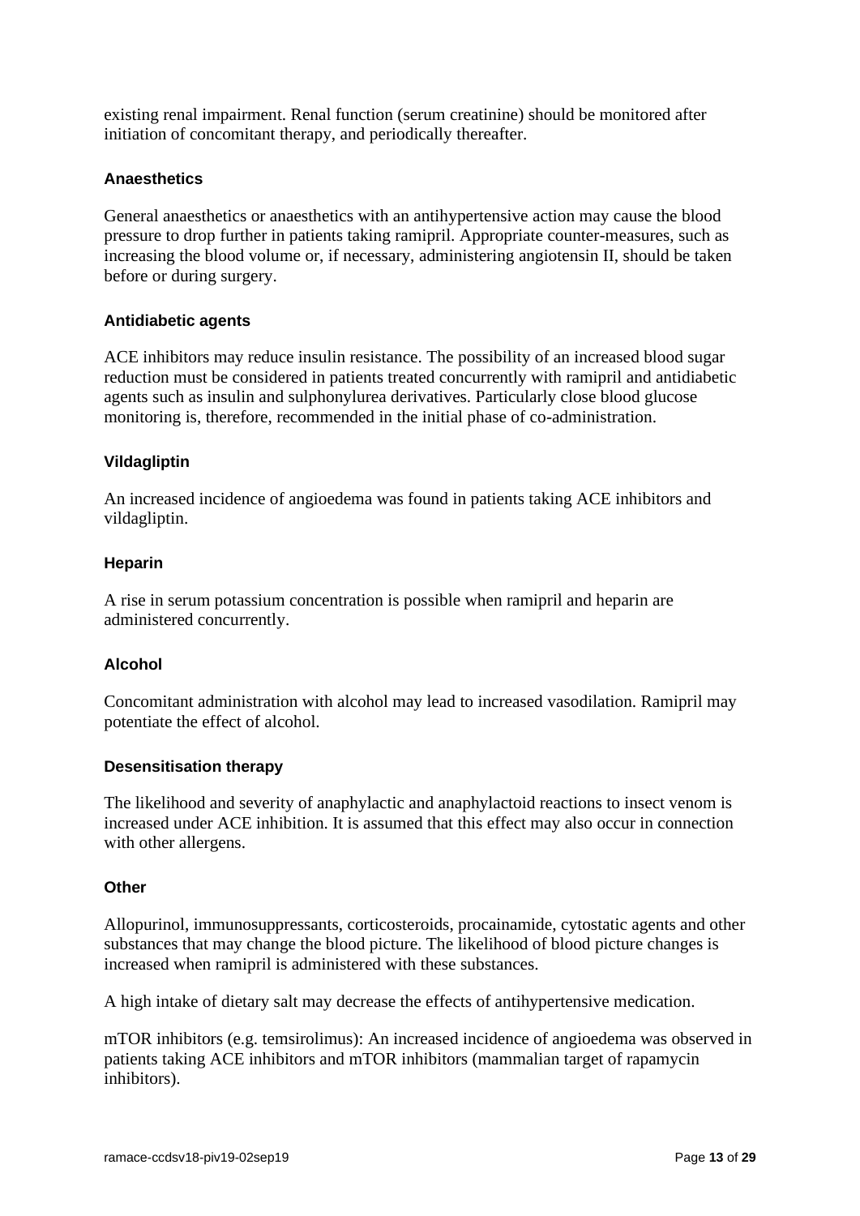existing renal impairment. Renal function (serum creatinine) should be monitored after initiation of concomitant therapy, and periodically thereafter.

**Anaesthetics**

General anaesthetics or anaesthetics with an antihypertensive action may cause the blood pressure to drop further in patients taking ramipril. Appropriate counter-measures, such as increasing the blood volume or, if necessary, administering angiotensin II, should be taken before or during surgery.

**Antidiabetic agents**

ACE inhibitors may reduce insulin resistance. The possibility of an increased blood sugar reduction must be considered in patients treated concurrently with ramipril and antidiabetic agents such as insulin and sulphonylurea derivatives. Particularly close blood glucose monitoring is, therefore, recommended in the initial phase of co-administration.

**Vildagliptin**

An increased incidence of angioedema was found in patients taking ACE inhibitors and vildagliptin.

**Heparin**

A rise in serum potassium concentration is possible when ramipril and heparin are administered concurrently.

**Alcohol**

Concomitant administration with alcohol may lead to increased vasodilation. Ramipril may potentiate the effect of alcohol.

**Desensitisation therapy**

The likelihood and severity of anaphylactic and anaphylactoid reactions to insect venom is increased under ACE inhibition. It is assumed that this effect may also occur in connection with other allergens.

**Other**

Allopurinol, immunosuppressants, corticosteroids, procainamide, cytostatic agents and other substances that may change the blood picture. The likelihood of blood picture changes is increased when ramipril is administered with these substances.

A high intake of dietary salt may decrease the effects of antihypertensive medication.

mTOR inhibitors (e.g. temsirolimus): An increased incidence of angioedema was observed in patients taking ACE inhibitors and mTOR inhibitors (mammalian target of rapamycin inhibitors).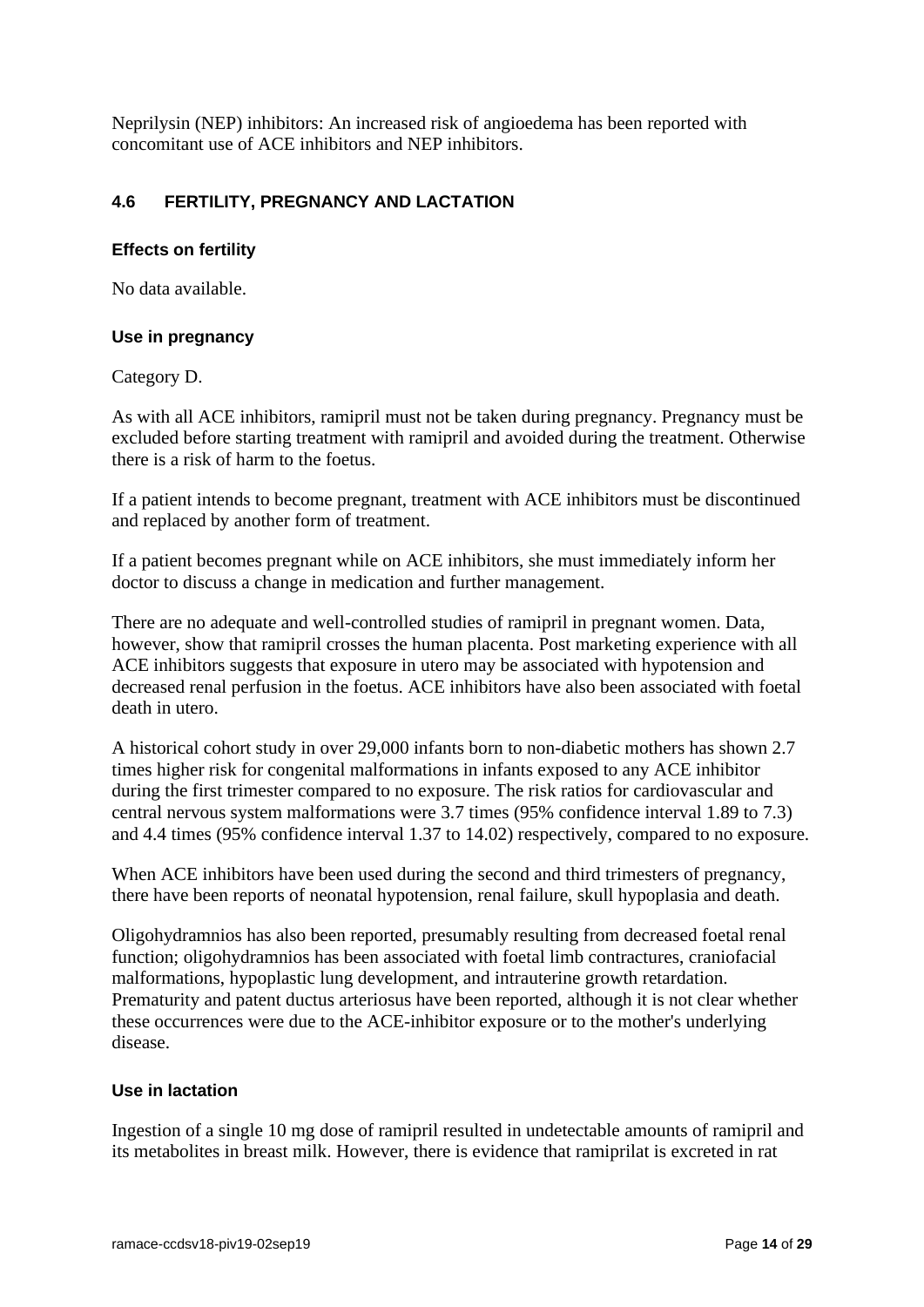Neprilysin (NEP) inhibitors: An increased risk of angioedema has been reported with concomitant use of ACE inhibitors and NEP inhibitors.

## 4.6 FERTILITY, PREGNANCY AND LACTATION

### Effects on fertility

No data available.

### Use in pregnancy

Category D.

As with all ACE inhibitors, ramipril must not be taken during pregnancy. Pregnancy must be excluded before starting treatment with ramipril and avoided during the treatment. Otherwise there is a risk of harm to the foetus.

If a patient intends to become pregnant, treatment with ACE inhibitors must be discontinued and replaced by another form of treatment.

If a patient becomes pregnant while on ACE inhibitors, she must immediately inform her doctor to discuss a change in medication and further management.

There are no adequate and well-controlled studies of ramipril in pregnant women. Data, however, show that ramipril crosses the human placenta. Post marketing experience with all ACE inhibitors suggests that exposure in utero may be associated with hypotension and decreased renal perfusion in the foetus. ACE inhibitors have also been associated with foetal death in utero.

A historical cohort study in over 29,000 infants born to non-diabetic mothers has shown 2.7 times higher risk for congenital malformations in infants exposed to any ACE inhibitor during the first trimester compared to no exposure. The risk ratios for cardiovascular and central nervous system malformations were 3.7 times (95% confidence interval 1.89 to 7.3) and 4.4 times (95% confidence interval 1.37 to 14.02) respectively, compared to no exposure.

When ACE inhibitors have been used during the second and third trimesters of pregnancy, there have been reports of neonatal hypotension, renal failure, skull hypoplasia and death.

Oligohydramnios has also been reported, presumably resulting from decreased foetal renal function; oligohydramnios has been associated with foetal limb contractures, craniofacial malformations, hypoplastic lung development, and intrauterine growth retardation. Prematurity and patent ductus arteriosus have been reported, although it is not clear whether these occurrences were due to the ACE-inhibitor exposure or to the mother's underlying disease.

### Use in lactation

Ingestion of a single 10 mg dose of ramipril resulted in undetectable amounts of ramipril and its metabolites in breast milk. However, there is evidence that ramiprilat is excreted in rat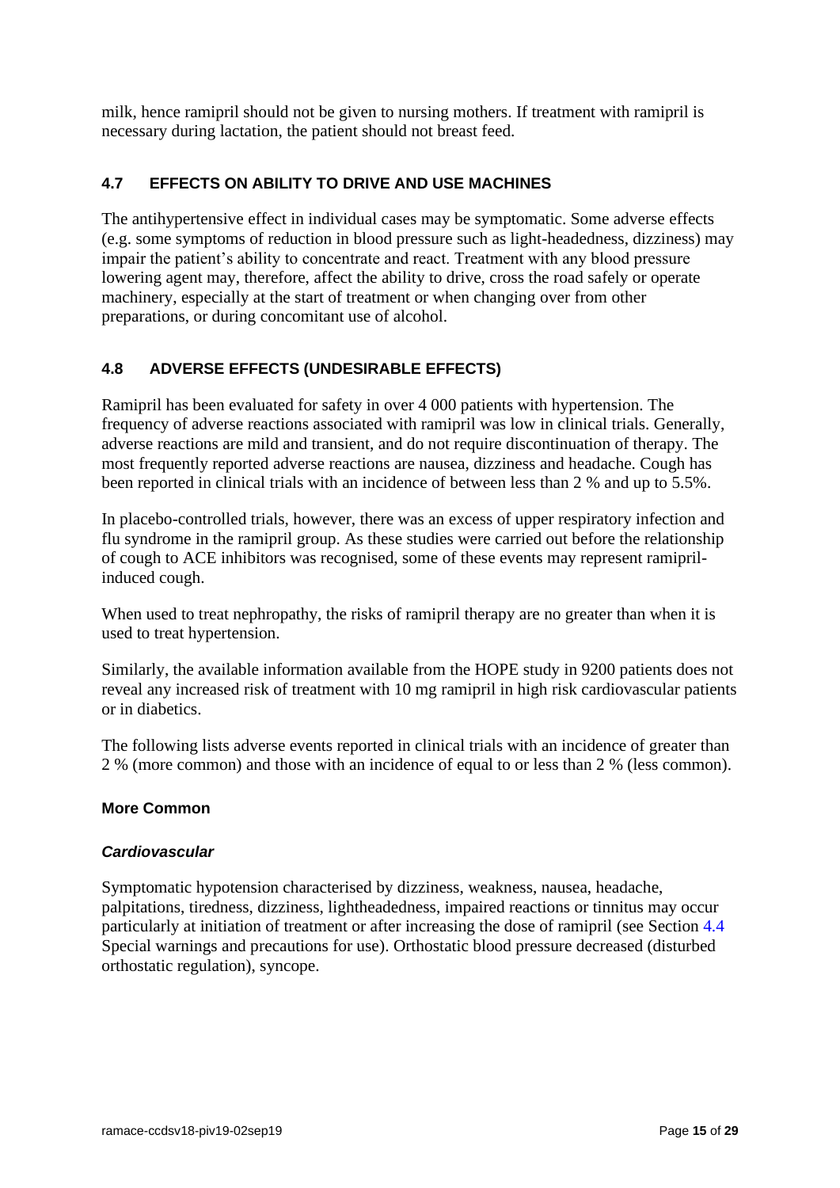milk, hence ramipril should not be given to nursing mothers. If treatment with ramipril is necessary during lactation, the patient should not breast feed.

## 4.7 EFFECTS ON ABILITY TO DRIVE AND USE MACHINES

The antihypertensive effect in individual cases may be symptomatic. Some adverse effects (e.g. some symptoms of reduction in blood pressure such as light-headedness, dizziness) may impair the patient's ability to concentrate and react. Treatment with any blood pressure lowering agent may, therefore, affect the ability to drive, cross the road safely or operate machinery, especially at the start of treatment or when changing over from other preparations, or during concomitant use of alcohol.

## 4.8 ADVERSE EFFECTS (UNDESIRABLE EFFECTS)

Ramipril has been evaluated for safety in over 4 000 patients with hypertension. The frequency of adverse reactions associated with ramipril was low in clinical trials. Generally, adverse reactions are mild and transient, and do not require discontinuation of therapy. The most frequently reported adverse reactions are nausea, dizziness and headache. Cough has been reported in clinical trials with an incidence of between less than 2 % and up to 5.5%.

In placebo-controlled trials, however, there was an excess of upper respiratory infection and flu syndrome in the ramipril group. As these studies were carried out before the relationship of cough to ACE inhibitors was recognised, some of these events may represent ramipril-induced cough.

When used to treat nephropathy, the risks of ramipril therapy are no greater than when it is used to treat hypertension.

Similarly, the available information available from the HOPE study in 9200 patients does not reveal any increased risk of treatment with 10 mg ramipril in high risk cardiovascular patients or in diabetics.

The following lists adverse events reported in clinical trials with an incidence of greater than 2 % (more common) and those with an incidence of equal to or less than 2 % (less common).

### More Common

#### *Cardiovascular*

Symptomatic hypotension characterised by dizziness, weakness, nausea, headache, palpitations, tiredness, dizziness, lightheadedness, impaired reactions or tinnitus may occur particularly at initiation of treatment or after increasing the dose of ramipril (see Section 4.4 Special warnings and precautions for use). Orthostatic blood pressure decreased (disturbed orthostatic regulation), syncope.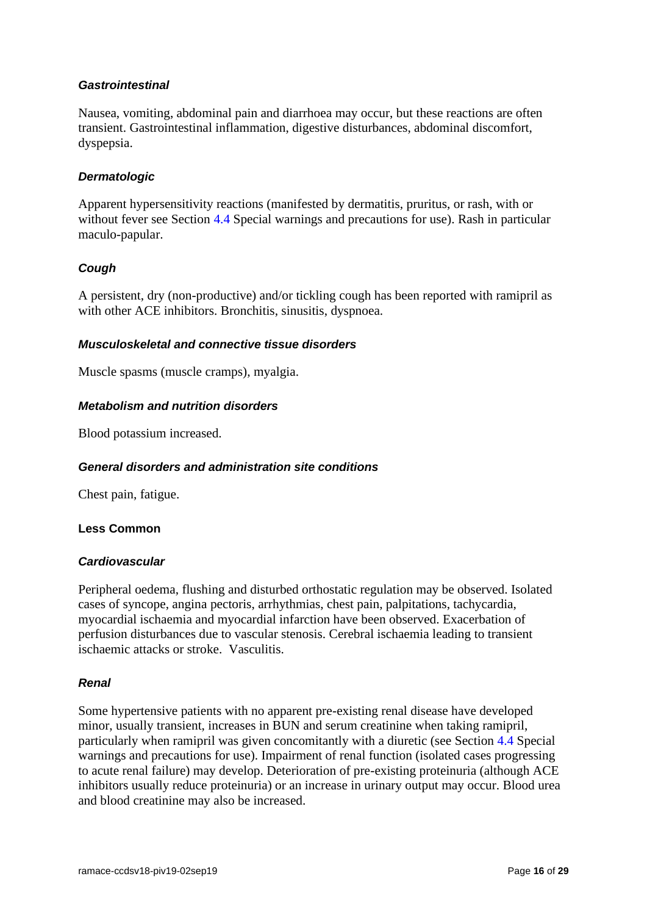#### *Gastrointestinal*

Nausea, vomiting, abdominal pain and diarrhoea may occur, but these reactions are often transient. Gastrointestinal inflammation, digestive disturbances, abdominal discomfort, dyspepsia.

#### *Dermatologic*

Apparent hypersensitivity reactions (manifested by dermatitis, pruritus, or rash, with or without fever see Section 4.4 Special warnings and precautions for use). Rash in particular maculo-papular.

#### *Cough*

A persistent, dry (non-productive) and/or tickling cough has been reported with ramipril as with other ACE inhibitors. Bronchitis, sinusitis, dyspnoea.

#### *Musculoskeletal and connective tissue disorders*

Muscle spasms (muscle cramps), myalgia.

#### *Metabolism and nutrition disorders*

Blood potassium increased.

#### *General disorders and administration site conditions*

Chest pain, fatigue.

### Less Common

#### *Cardiovascular*

Peripheral oedema, flushing and disturbed orthostatic regulation may be observed. Isolated cases of syncope, angina pectoris, arrhythmias, chest pain, palpitations, tachycardia, myocardial ischaemia and myocardial infarction have been observed. Exacerbation of perfusion disturbances due to vascular stenosis. Cerebral ischaemia leading to transient ischaemic attacks or stroke. Vasculitis.

#### *Renal*

Some hypertensive patients with no apparent pre-existing renal disease have developed minor, usually transient, increases in BUN and serum creatinine when taking ramipril, particularly when ramipril was given concomitantly with a diuretic (see Section 4.4 Special warnings and precautions for use). Impairment of renal function (isolated cases progressing to acute renal failure) may develop. Deterioration of pre-existing proteinuria (although ACE inhibitors usually reduce proteinuria) or an increase in urinary output may occur. Blood urea and blood creatinine may also be increased.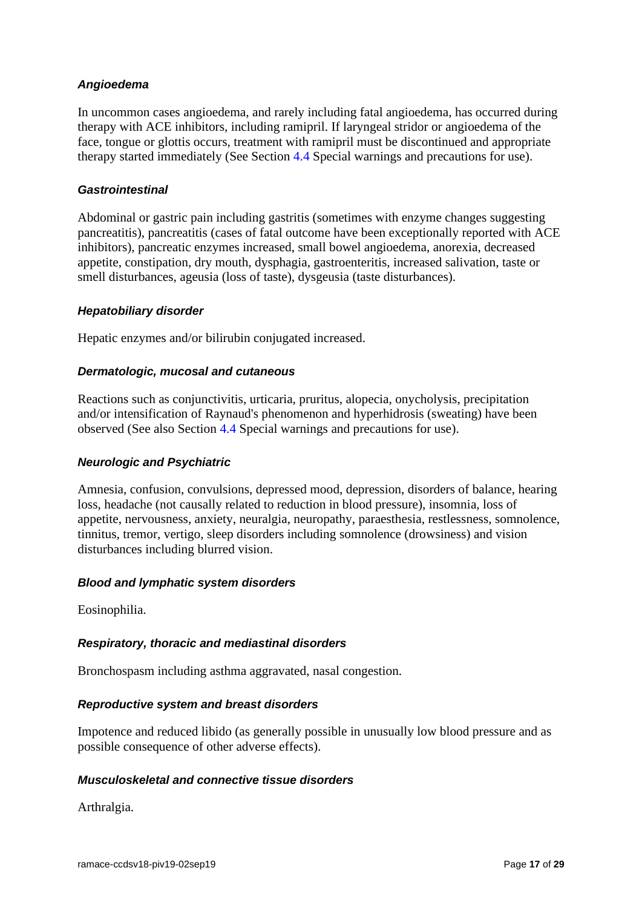***Angioedema***

In uncommon cases angioedema, and rarely including fatal angioedema, has occurred during therapy with ACE inhibitors, including ramipril. If laryngeal stridor or angioedema of the face, tongue or glottis occurs, treatment with ramipril must be discontinued and appropriate therapy started immediately (See Section 4.4 Special warnings and precautions for use).

***Gastrointestinal***

Abdominal or gastric pain including gastritis (sometimes with enzyme changes suggesting pancreatitis), pancreatitis (cases of fatal outcome have been exceptionally reported with ACE inhibitors), pancreatic enzymes increased, small bowel angioedema, anorexia, decreased appetite, constipation, dry mouth, dysphagia, gastroenteritis, increased salivation, taste or smell disturbances, ageusia (loss of taste), dysgeusia (taste disturbances).

***Hepatobiliary disorder***

Hepatic enzymes and/or bilirubin conjugated increased.

***Dermatologic, mucosal and cutaneous***

Reactions such as conjunctivitis, urticaria, pruritus, alopecia, onycholysis, precipitation and/or intensification of Raynaud's phenomenon and hyperhidrosis (sweating) have been observed (See also Section 4.4 Special warnings and precautions for use).

***Neurologic and Psychiatric***

Amnesia, confusion, convulsions, depressed mood, depression, disorders of balance, hearing loss, headache (not causally related to reduction in blood pressure), insomnia, loss of appetite, nervousness, anxiety, neuralgia, neuropathy, paraesthesia, restlessness, somnolence, tinnitus, tremor, vertigo, sleep disorders including somnolence (drowsiness) and vision disturbances including blurred vision.

***Blood and lymphatic system disorders***

Eosinophilia.

***Respiratory, thoracic and mediastinal disorders***

Bronchospasm including asthma aggravated, nasal congestion.

***Reproductive system and breast disorders***

Impotence and reduced libido (as generally possible in unusually low blood pressure and as possible consequence of other adverse effects).

***Musculoskeletal and connective tissue disorders***

Arthralgia.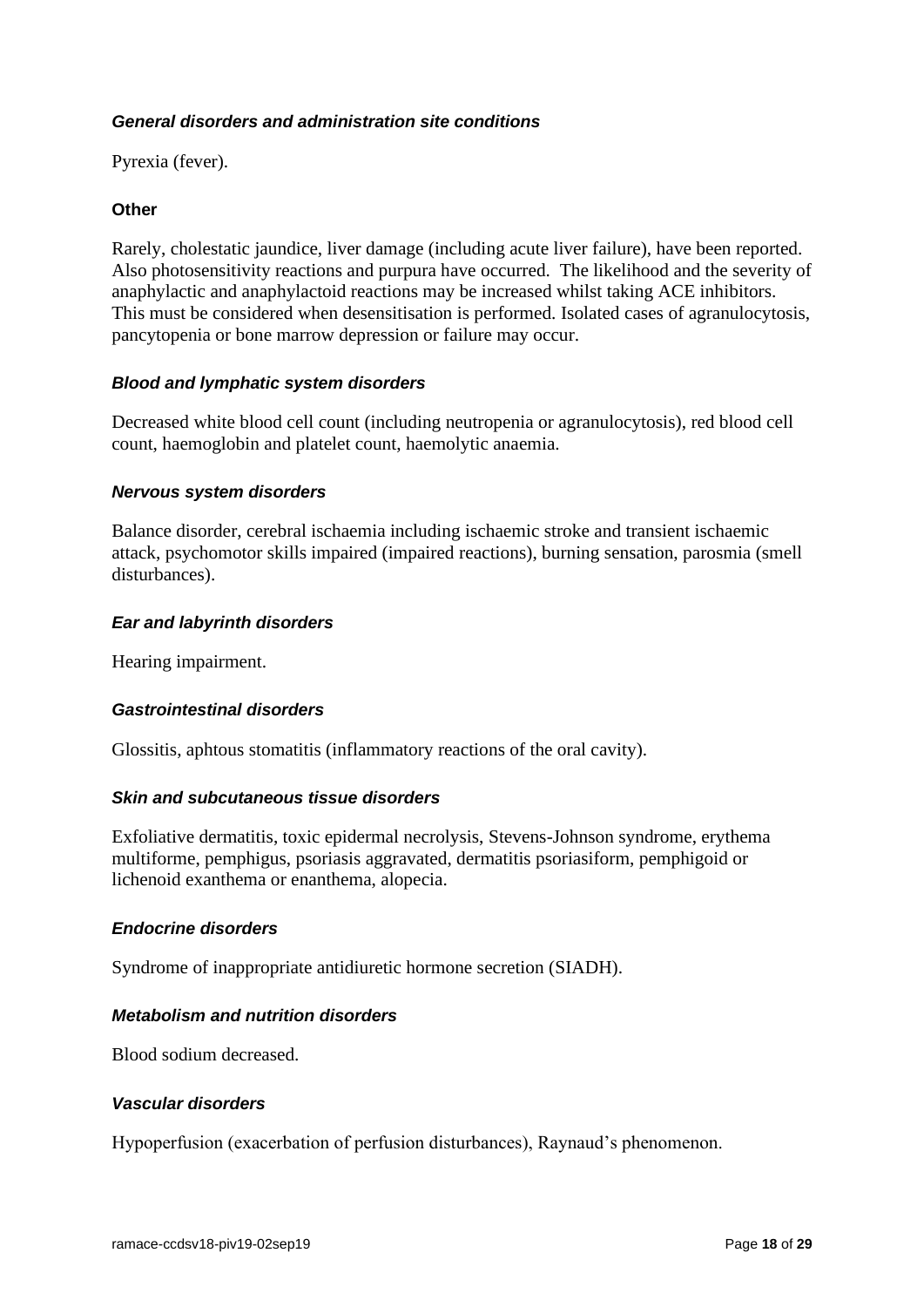#### *General disorders and administration site conditions*

Pyrexia (fever).

#### **Other**

Rarely, cholestatic jaundice, liver damage (including acute liver failure), have been reported. Also photosensitivity reactions and purpura have occurred. The likelihood and the severity of anaphylactic and anaphylactoid reactions may be increased whilst taking ACE inhibitors. This must be considered when desensitisation is performed. Isolated cases of agranulocytosis, pancytopenia or bone marrow depression or failure may occur.

#### *Blood and lymphatic system disorders*

Decreased white blood cell count (including neutropenia or agranulocytosis), red blood cell count, haemoglobin and platelet count, haemolytic anaemia.

#### *Nervous system disorders*

Balance disorder, cerebral ischaemia including ischaemic stroke and transient ischaemic attack, psychomotor skills impaired (impaired reactions), burning sensation, parosmia (smell disturbances).

#### *Ear and labyrinth disorders*

Hearing impairment.

#### *Gastrointestinal disorders*

Glossitis, aphtous stomatitis (inflammatory reactions of the oral cavity).

#### *Skin and subcutaneous tissue disorders*

Exfoliative dermatitis, toxic epidermal necrolysis, Stevens-Johnson syndrome, erythema multiforme, pemphigus, psoriasis aggravated, dermatitis psoriasiform, pemphigoid or lichenoid exanthema or enanthema, alopecia.

#### *Endocrine disorders*

Syndrome of inappropriate antidiuretic hormone secretion (SIADH).

#### *Metabolism and nutrition disorders*

Blood sodium decreased.

#### *Vascular disorders*

Hypoperfusion (exacerbation of perfusion disturbances), Raynaud's phenomenon.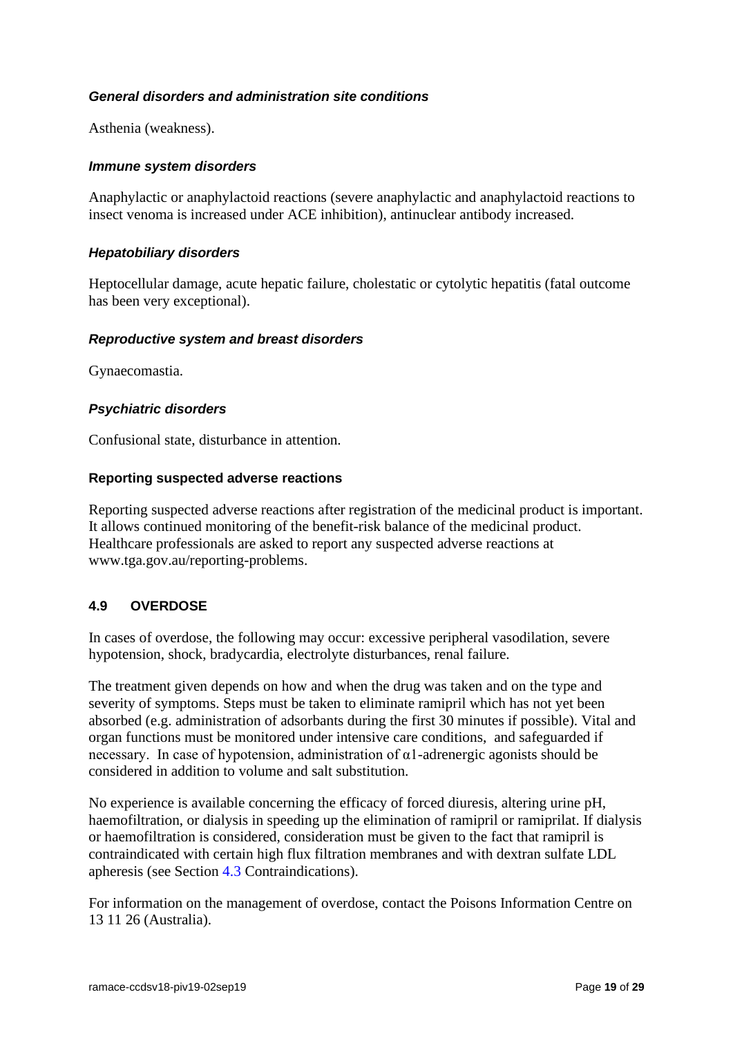#### *General disorders and administration site conditions*

Asthenia (weakness).

#### *Immune system disorders*

Anaphylactic or anaphylactoid reactions (severe anaphylactic and anaphylactoid reactions to insect venoma is increased under ACE inhibition), antinuclear antibody increased.

#### *Hepatobiliary disorders*

Heptocellular damage, acute hepatic failure, cholestatic or cytolytic hepatitis (fatal outcome has been very exceptional).

#### *Reproductive system and breast disorders*

Gynaecomastia.

#### *Psychiatric disorders*

Confusional state, disturbance in attention.

#### Reporting suspected adverse reactions

Reporting suspected adverse reactions after registration of the medicinal product is important. It allows continued monitoring of the benefit-risk balance of the medicinal product. Healthcare professionals are asked to report any suspected adverse reactions at www.tga.gov.au/reporting-problems.

### 4.9 OVERDOSE

In cases of overdose, the following may occur: excessive peripheral vasodilation, severe hypotension, shock, bradycardia, electrolyte disturbances, renal failure.

The treatment given depends on how and when the drug was taken and on the type and severity of symptoms. Steps must be taken to eliminate ramipril which has not yet been absorbed (e.g. administration of adsorbants during the first 30 minutes if possible). Vital and organ functions must be monitored under intensive care conditions, and safeguarded if necessary. In case of hypotension, administration of $\alpha 1$-adrenergic agonists should be considered in addition to volume and salt substitution.

No experience is available concerning the efficacy of forced diuresis, altering urine pH, haemofiltration, or dialysis in speeding up the elimination of ramipril or ramiprilat. If dialysis or haemofiltration is considered, consideration must be given to the fact that ramipril is contraindicated with certain high flux filtration membranes and with dextran sulfate LDL apheresis (see Section 4.3 Contraindications).

For information on the management of overdose, contact the Poisons Information Centre on 13 11 26 (Australia).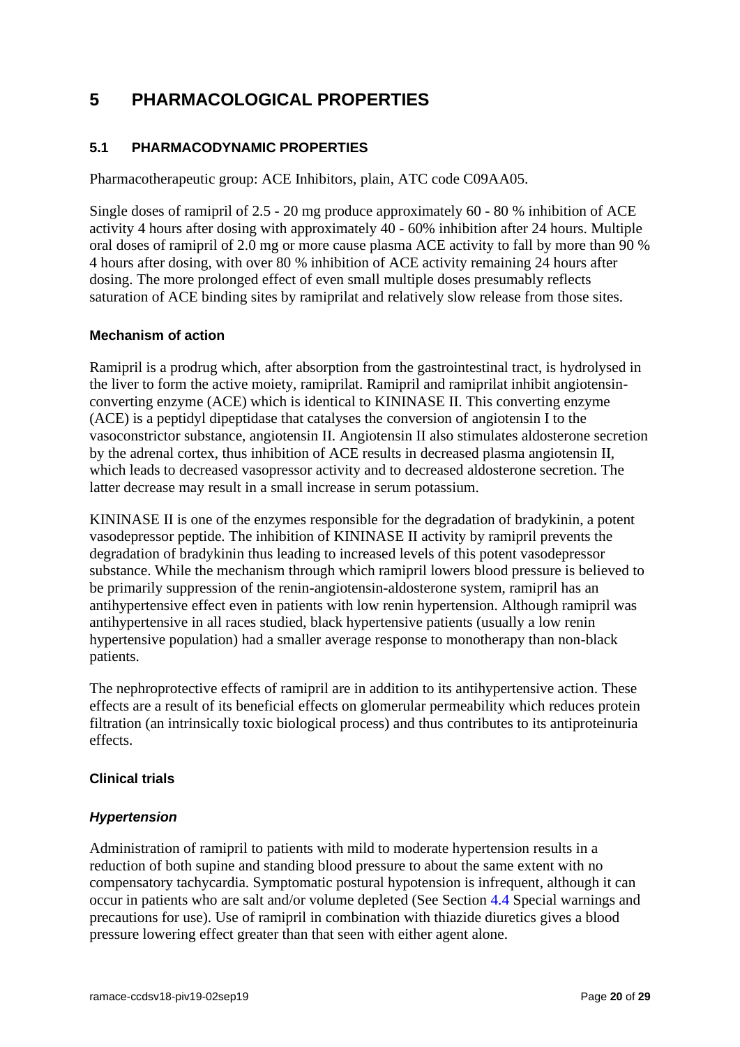# 5 PHARMACOLOGICAL PROPERTIES

## 5.1 PHARMACODYNAMIC PROPERTIES

Pharmacotherapeutic group: ACE Inhibitors, plain, ATC code C09AA05.

Single doses of ramipril of 2.5 - 20 mg produce approximately 60 - 80 % inhibition of ACE activity 4 hours after dosing with approximately 40 - 60% inhibition after 24 hours. Multiple oral doses of ramipril of 2.0 mg or more cause plasma ACE activity to fall by more than 90 % 4 hours after dosing, with over 80 % inhibition of ACE activity remaining 24 hours after dosing. The more prolonged effect of even small multiple doses presumably reflects saturation of ACE binding sites by ramiprilat and relatively slow release from those sites.

### Mechanism of action

Ramipril is a prodrug which, after absorption from the gastrointestinal tract, is hydrolysed in the liver to form the active moiety, ramiprilat. Ramipril and ramiprilat inhibit angiotensin-converting enzyme (ACE) which is identical to KININASE II. This converting enzyme (ACE) is a peptidyl dipeptidase that catalyses the conversion of angiotensin I to the vasoconstrictor substance, angiotensin II. Angiotensin II also stimulates aldosterone secretion by the adrenal cortex, thus inhibition of ACE results in decreased plasma angiotensin II, which leads to decreased vasopressor activity and to decreased aldosterone secretion. The latter decrease may result in a small increase in serum potassium.

KININASE II is one of the enzymes responsible for the degradation of bradykinin, a potent vasodepressor peptide. The inhibition of KININASE II activity by ramipril prevents the degradation of bradykinin thus leading to increased levels of this potent vasodepressor substance. While the mechanism through which ramipril lowers blood pressure is believed to be primarily suppression of the renin-angiotensin-aldosterone system, ramipril has an antihypertensive effect even in patients with low renin hypertension. Although ramipril was antihypertensive in all races studied, black hypertensive patients (usually a low renin hypertensive population) had a smaller average response to monotherapy than non-black patients.

The nephroprotective effects of ramipril are in addition to its antihypertensive action. These effects are a result of its beneficial effects on glomerular permeability which reduces protein filtration (an intrinsically toxic biological process) and thus contributes to its antiproteinuria effects.

### Clinical trials

#### *Hypertension*

Administration of ramipril to patients with mild to moderate hypertension results in a reduction of both supine and standing blood pressure to about the same extent with no compensatory tachycardia. Symptomatic postural hypotension is infrequent, although it can occur in patients who are salt and/or volume depleted (See Section 4.4 Special warnings and precautions for use). Use of ramipril in combination with thiazide diuretics gives a blood pressure lowering effect greater than that seen with either agent alone.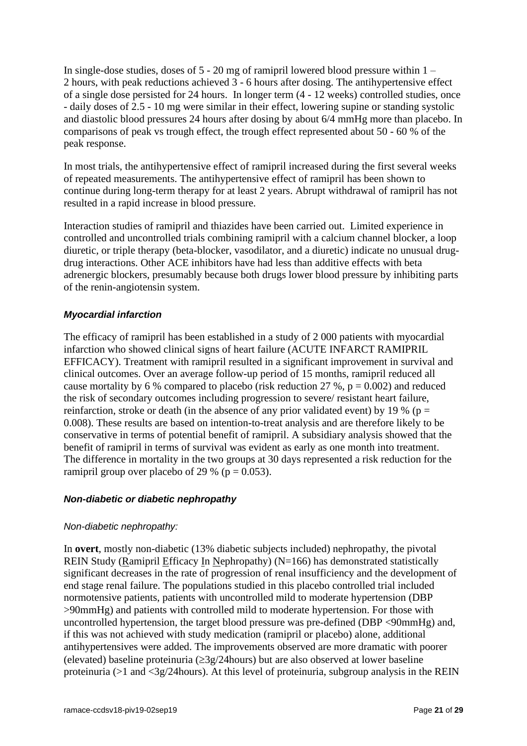In single-dose studies, doses of 5 - 20 mg of ramipril lowered blood pressure within 1 – 2 hours, with peak reductions achieved 3 - 6 hours after dosing. The antihypertensive effect of a single dose persisted for 24 hours. In longer term (4 - 12 weeks) controlled studies, once - daily doses of 2.5 - 10 mg were similar in their effect, lowering supine or standing systolic and diastolic blood pressures 24 hours after dosing by about 6/4 mmHg more than placebo. In comparisons of peak vs trough effect, the trough effect represented about 50 - 60 % of the peak response.

In most trials, the antihypertensive effect of ramipril increased during the first several weeks of repeated measurements. The antihypertensive effect of ramipril has been shown to continue during long-term therapy for at least 2 years. Abrupt withdrawal of ramipril has not resulted in a rapid increase in blood pressure.

Interaction studies of ramipril and thiazides have been carried out. Limited experience in controlled and uncontrolled trials combining ramipril with a calcium channel blocker, a loop diuretic, or triple therapy (beta-blocker, vasodilator, and a diuretic) indicate no unusual drug-drug interactions. Other ACE inhibitors have had less than additive effects with beta adrenergic blockers, presumably because both drugs lower blood pressure by inhibiting parts of the renin-angiotensin system.

### *Myocardial infarction*

The efficacy of ramipril has been established in a study of 2 000 patients with myocardial infarction who showed clinical signs of heart failure (ACUTE INFARCT RAMIPRIL EFFICACY). Treatment with ramipril resulted in a significant improvement in survival and clinical outcomes. Over an average follow-up period of 15 months, ramipril reduced all cause mortality by 6 % compared to placebo (risk reduction 27 %, $p = 0.002$) and reduced the risk of secondary outcomes including progression to severe/ resistant heart failure, reinfarction, stroke or death (in the absence of any prior validated event) by 19 % ($p = 0.008$). These results are based on intention-to-treat analysis and are therefore likely to be conservative in terms of potential benefit of ramipril. A subsidiary analysis showed that the benefit of ramipril in terms of survival was evident as early as one month into treatment. The difference in mortality in the two groups at 30 days represented a risk reduction for the ramipril group over placebo of 29 % ($p = 0.053$).

### *Non-diabetic or diabetic nephropathy*

*Non-diabetic nephropathy:*

In **overt**, mostly non-diabetic (13% diabetic subjects included) nephropathy, the pivotal REIN Study (Ramipril Efficacy In Nephropathy) (N=166) has demonstrated statistically significant decreases in the rate of progression of renal insufficiency and the development of end stage renal failure. The populations studied in this placebo controlled trial included normotensive patients, patients with uncontrolled mild to moderate hypertension (DBP >90mmHg) and patients with controlled mild to moderate hypertension. For those with uncontrolled hypertension, the target blood pressure was pre-defined (DBP <90mmHg) and, if this was not achieved with study medication (ramipril or placebo) alone, additional antihypertensives were added. The improvements observed are more dramatic with poorer (elevated) baseline proteinuria (≥3g/24hours) but are also observed at lower baseline proteinuria (>1 and <3g/24hours). At this level of proteinuria, subgroup analysis in the REIN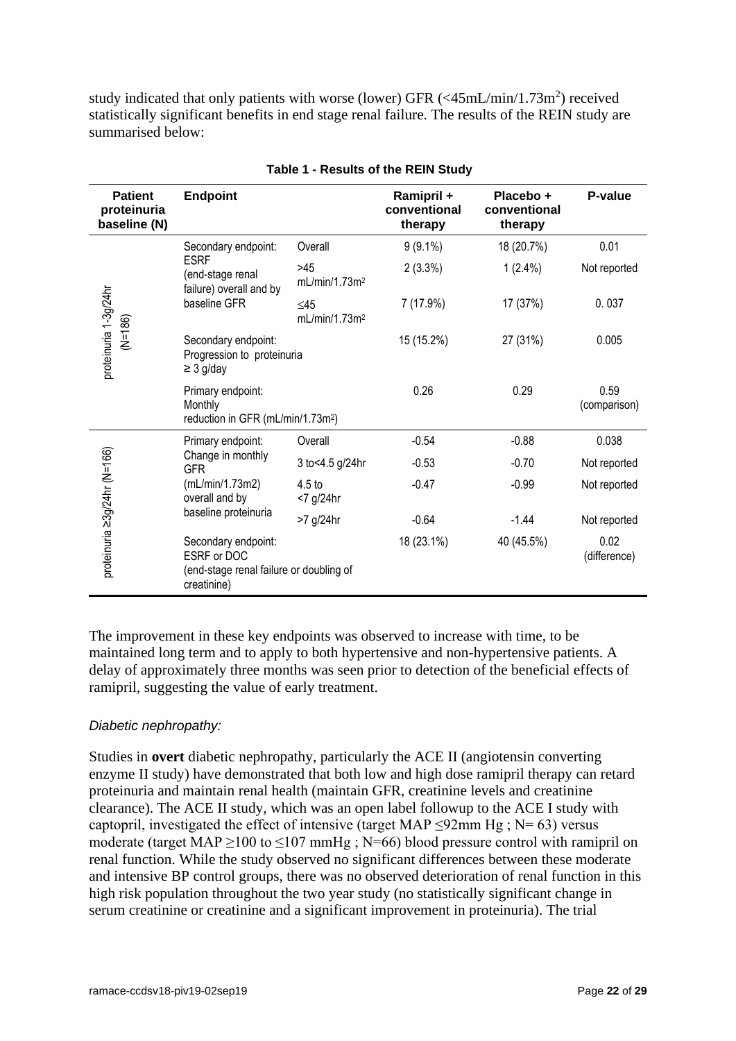study indicated that only patients with worse (lower) GFR (<45mL/min/1.73m$^2$) received statistically significant benefits in end stage renal failure. The results of the REIN study are summarised below:

**Table 1 - Results of the REIN Study**

| Patient proteinuria baseline (N) | Endpoint | | Ramipril + conventional therapy | Placebo + conventional therapy | P-value |
|---|---|---|---|---|---|
| proteinuria 1-3g/24hr (N=186) | Secondary endpoint: ESRF (end-stage renal failure) overall and by baseline GFR | Overall | 9 (9.1%) | 18 (20.7%) | 0.01 |
| | | >45 mL/min/1.73m$^2$ | 2 (3.3%) | 1 (2.4%) | Not reported |
| | | ≤45 mL/min/1.73m$^2$ | 7 (17.9%) | 17 (37%) | 0. 037 |
| | Secondary endpoint: Progression to proteinuria ≥ 3 g/day | | 15 (15.2%) | 27 (31%) | 0.005 |
| | Primary endpoint: Monthly reduction in GFR (mL/min/1.73m$^2$) | | 0.26 | 0.29 | 0.59 (comparison) |
| proteinuria ≥3g/24hr (N=166) | Primary endpoint: Change in monthly GFR (mL/min/1.73m2) overall and by baseline proteinuria | Overall | -0.54 | -0.88 | 0.038 |
| | | 3 to<4.5 g/24hr | -0.53 | -0.70 | Not reported |
| | | 4.5 to <7 g/24hr | -0.47 | -0.99 | Not reported |
| | | >7 g/24hr | -0.64 | -1.44 | Not reported |
| | Secondary endpoint: ESRF or DOC (end-stage renal failure or doubling of creatinine) | | 18 (23.1%) | 40 (45.5%) | 0.02 (difference) |

The improvement in these key endpoints was observed to increase with time, to be maintained long term and to apply to both hypertensive and non-hypertensive patients. A delay of approximately three months was seen prior to detection of the beneficial effects of ramipril, suggesting the value of early treatment.

*Diabetic nephropathy:*

Studies in **overt** diabetic nephropathy, particularly the ACE II (angiotensin converting enzyme II study) have demonstrated that both low and high dose ramipril therapy can retard proteinuria and maintain renal health (maintain GFR, creatinine levels and creatinine clearance). The ACE II study, which was an open label followup to the ACE I study with captopril, investigated the effect of intensive (target MAP ≤92mm Hg ; N= 63) versus moderate (target MAP ≥100 to ≤107 mmHg ; N=66) blood pressure control with ramipril on renal function. While the study observed no significant differences between these moderate and intensive BP control groups, there was no observed deterioration of renal function in this high risk population throughout the two year study (no statistically significant change in serum creatinine or creatinine and a significant improvement in proteinuria). The trial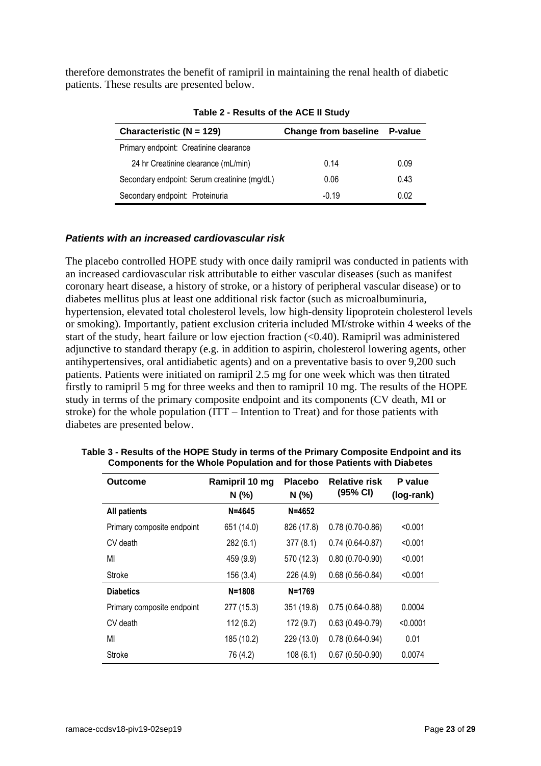therefore demonstrates the benefit of ramipril in maintaining the renal health of diabetic patients. These results are presented below.

**Table 2 - Results of the ACE II Study**

| Characteristic (N = 129) | Change from baseline | P-value |
|---|---|---|
| Primary endpoint: Creatinine clearance | | |
| 24 hr Creatinine clearance (mL/min) | 0.14 | 0.09 |
| Secondary endpoint: Serum creatinine (mg/dL) | 0.06 | 0.43 |
| Secondary endpoint: Proteinuria | -0.19 | 0.02 |

### *Patients with an increased cardiovascular risk*

The placebo controlled HOPE study with once daily ramipril was conducted in patients with an increased cardiovascular risk attributable to either vascular diseases (such as manifest coronary heart disease, a history of stroke, or a history of peripheral vascular disease) or to diabetes mellitus plus at least one additional risk factor (such as microalbuminuria, hypertension, elevated total cholesterol levels, low high-density lipoprotein cholesterol levels or smoking). Importantly, patient exclusion criteria included MI/stroke within 4 weeks of the start of the study, heart failure or low ejection fraction (<0.40). Ramipril was administered adjunctive to standard therapy (e.g. in addition to aspirin, cholesterol lowering agents, other antihypertensives, oral antidiabetic agents) and on a preventative basis to over 9,200 such patients. Patients were initiated on ramipril 2.5 mg for one week which was then titrated firstly to ramipril 5 mg for three weeks and then to ramipril 10 mg. The results of the HOPE study in terms of the primary composite endpoint and its components (CV death, MI or stroke) for the whole population (ITT – Intention to Treat) and for those patients with diabetes are presented below.

**Table 3 - Results of the HOPE Study in terms of the Primary Composite Endpoint and its Components for the Whole Population and for those Patients with Diabetes**

| Outcome | Ramipril 10 mg N (%) | Placebo N (%) | Relative risk (95% CI) | P value (log-rank) |
|---|---|---|---|---|
| **All patients** | **N=4645** | **N=4652** | | |
| Primary composite endpoint | 651 (14.0) | 826 (17.8) | 0.78 (0.70-0.86) | <0.001 |
| CV death | 282 (6.1) | 377 (8.1) | 0.74 (0.64-0.87) | <0.001 |
| MI | 459 (9.9) | 570 (12.3) | 0.80 (0.70-0.90) | <0.001 |
| Stroke | 156 (3.4) | 226 (4.9) | 0.68 (0.56-0.84) | <0.001 |
| **Diabetics** | **N=1808** | **N=1769** | | |
| Primary composite endpoint | 277 (15.3) | 351 (19.8) | 0.75 (0.64-0.88) | 0.0004 |
| CV death | 112 (6.2) | 172 (9.7) | 0.63 (0.49-0.79) | <0.0001 |
| MI | 185 (10.2) | 229 (13.0) | 0.78 (0.64-0.94) | 0.01 |
| Stroke | 76 (4.2) | 108 (6.1) | 0.67 (0.50-0.90) | 0.0074 |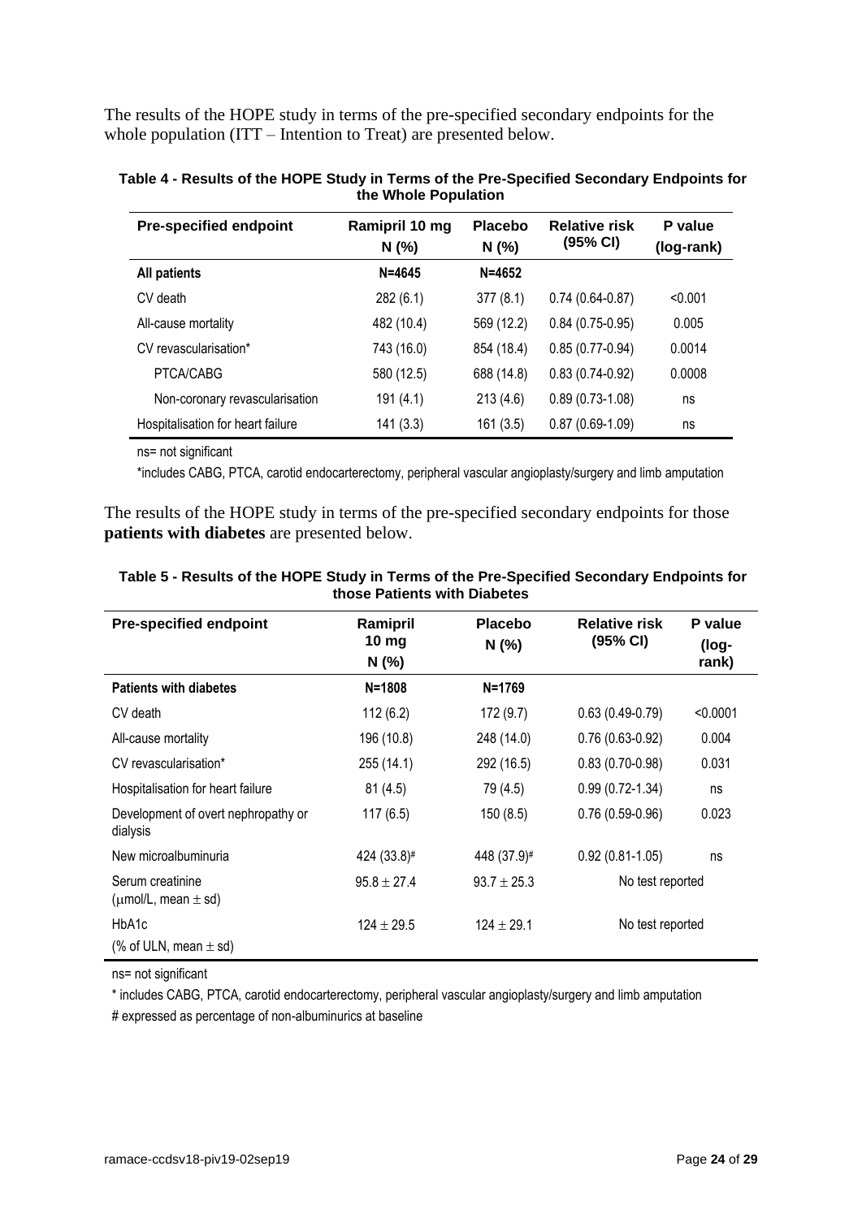The results of the HOPE study in terms of the pre-specified secondary endpoints for the whole population (ITT – Intention to Treat) are presented below.

**Table 4 - Results of the HOPE Study in Terms of the Pre-Specified Secondary Endpoints for the Whole Population**

| Pre-specified endpoint | Ramipril 10 mg N (%) | Placebo N (%) | Relative risk (95% CI) | P value (log-rank) |
|---|---|---|---|---|
| **All patients** | **N=4645** | **N=4652** | | |
| CV death | 282 (6.1) | 377 (8.1) | 0.74 (0.64-0.87) | <0.001 |
| All-cause mortality | 482 (10.4) | 569 (12.2) | 0.84 (0.75-0.95) | 0.005 |
| CV revascularisation* | 743 (16.0) | 854 (18.4) | 0.85 (0.77-0.94) | 0.0014 |
| PTCA/CABG | 580 (12.5) | 688 (14.8) | 0.83 (0.74-0.92) | 0.0008 |
| Non-coronary revascularisation | 191 (4.1) | 213 (4.6) | 0.89 (0.73-1.08) | ns |
| Hospitalisation for heart failure | 141 (3.3) | 161 (3.5) | 0.87 (0.69-1.09) | ns |

ns= not significant

*includes CABG, PTCA, carotid endocarterectomy, peripheral vascular angioplasty/surgery and limb amputation

The results of the HOPE study in terms of the pre-specified secondary endpoints for those **patients with diabetes** are presented below.

**Table 5 - Results of the HOPE Study in Terms of the Pre-Specified Secondary Endpoints for those Patients with Diabetes**

| Pre-specified endpoint | Ramipril 10 mg N (%) | Placebo N (%) | Relative risk (95% CI) | P value (log-rank) |
|---|---|---|---|---|
| **Patients with diabetes** | **N=1808** | **N=1769** | | |
| CV death | 112 (6.2) | 172 (9.7) | 0.63 (0.49-0.79) | <0.0001 |
| All-cause mortality | 196 (10.8) | 248 (14.0) | 0.76 (0.63-0.92) | 0.004 |
| CV revascularisation* | 255 (14.1) | 292 (16.5) | 0.83 (0.70-0.98) | 0.031 |
| Hospitalisation for heart failure | 81 (4.5) | 79 (4.5) | 0.99 (0.72-1.34) | ns |
| Development of overt nephropathy or dialysis | 117 (6.5) | 150 (8.5) | 0.76 (0.59-0.96) | 0.023 |
| New microalbuminuria | 424 (33.8)# | 448 (37.9)# | 0.92 (0.81-1.05) | ns |
| Serum creatinine ($\mu$mol/L, mean $\pm$ sd) | $95.8 \pm 27.4$ | $93.7 \pm 25.3$ | No test reported | |
| HbA1c (% of ULN, mean $\pm$ sd) | $124 \pm 29.5$ | $124 \pm 29.1$ | No test reported | |

ns= not significant

\* includes CABG, PTCA, carotid endocarterectomy, peripheral vascular angioplasty/surgery and limb amputation

# expressed as percentage of non-albuminurics at baseline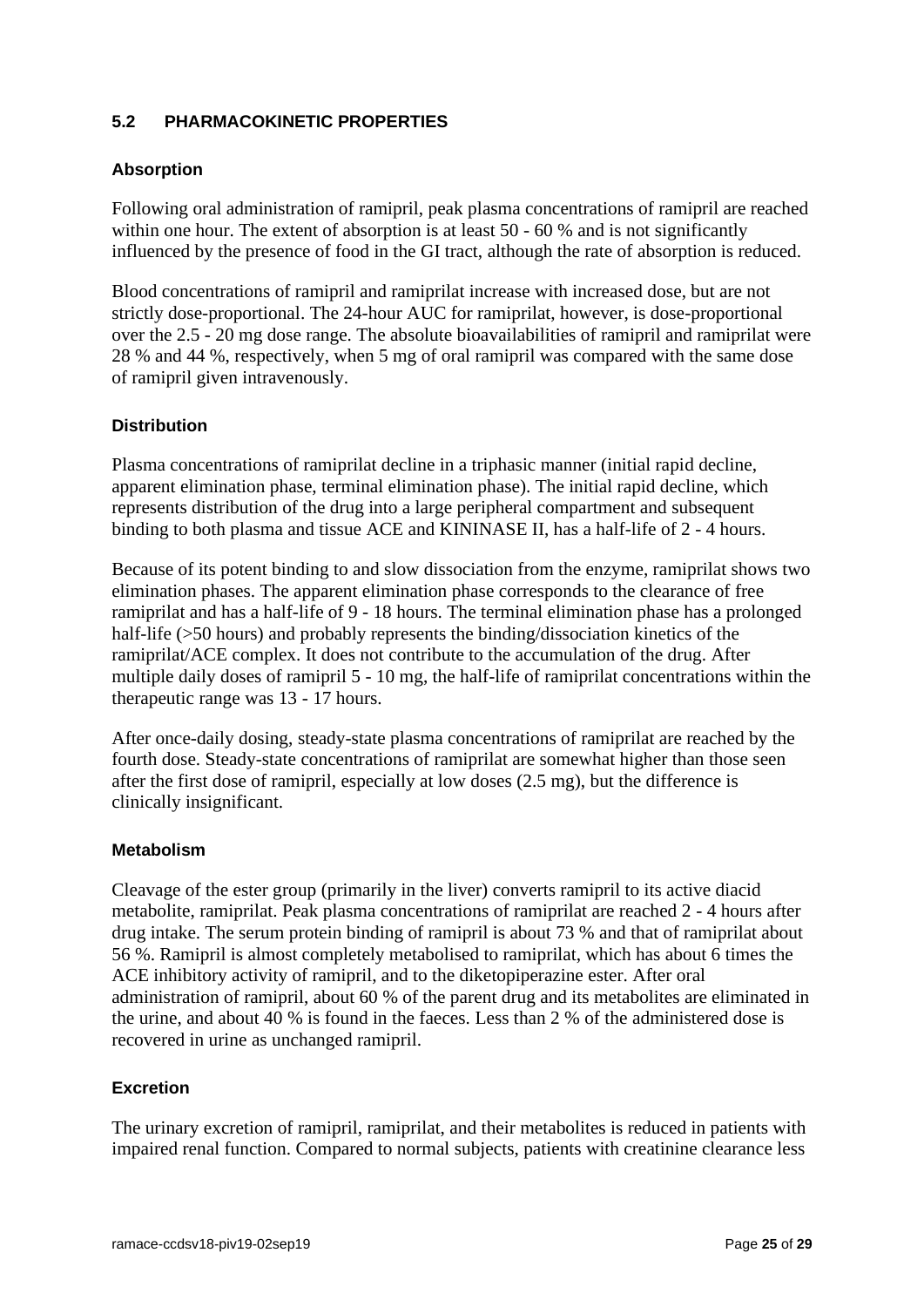## 5.2 PHARMACOKINETIC PROPERTIES

### Absorption

Following oral administration of ramipril, peak plasma concentrations of ramipril are reached within one hour. The extent of absorption is at least 50 - 60 % and is not significantly influenced by the presence of food in the GI tract, although the rate of absorption is reduced.

Blood concentrations of ramipril and ramiprilat increase with increased dose, but are not strictly dose-proportional. The 24-hour AUC for ramiprilat, however, is dose-proportional over the 2.5 - 20 mg dose range. The absolute bioavailabilities of ramipril and ramiprilat were 28 % and 44 %, respectively, when 5 mg of oral ramipril was compared with the same dose of ramipril given intravenously.

### Distribution

Plasma concentrations of ramiprilat decline in a triphasic manner (initial rapid decline, apparent elimination phase, terminal elimination phase). The initial rapid decline, which represents distribution of the drug into a large peripheral compartment and subsequent binding to both plasma and tissue ACE and KININASE II, has a half-life of 2 - 4 hours.

Because of its potent binding to and slow dissociation from the enzyme, ramiprilat shows two elimination phases. The apparent elimination phase corresponds to the clearance of free ramiprilat and has a half-life of 9 - 18 hours. The terminal elimination phase has a prolonged half-life (>50 hours) and probably represents the binding/dissociation kinetics of the ramiprilat/ACE complex. It does not contribute to the accumulation of the drug. After multiple daily doses of ramipril 5 - 10 mg, the half-life of ramiprilat concentrations within the therapeutic range was 13 - 17 hours.

After once-daily dosing, steady-state plasma concentrations of ramiprilat are reached by the fourth dose. Steady-state concentrations of ramiprilat are somewhat higher than those seen after the first dose of ramipril, especially at low doses (2.5 mg), but the difference is clinically insignificant.

### Metabolism

Cleavage of the ester group (primarily in the liver) converts ramipril to its active diacid metabolite, ramiprilat. Peak plasma concentrations of ramiprilat are reached 2 - 4 hours after drug intake. The serum protein binding of ramipril is about 73 % and that of ramiprilat about 56 %. Ramipril is almost completely metabolised to ramiprilat, which has about 6 times the ACE inhibitory activity of ramipril, and to the diketopiperazine ester. After oral administration of ramipril, about 60 % of the parent drug and its metabolites are eliminated in the urine, and about 40 % is found in the faeces. Less than 2 % of the administered dose is recovered in urine as unchanged ramipril.

### Excretion

The urinary excretion of ramipril, ramiprilat, and their metabolites is reduced in patients with impaired renal function. Compared to normal subjects, patients with creatinine clearance less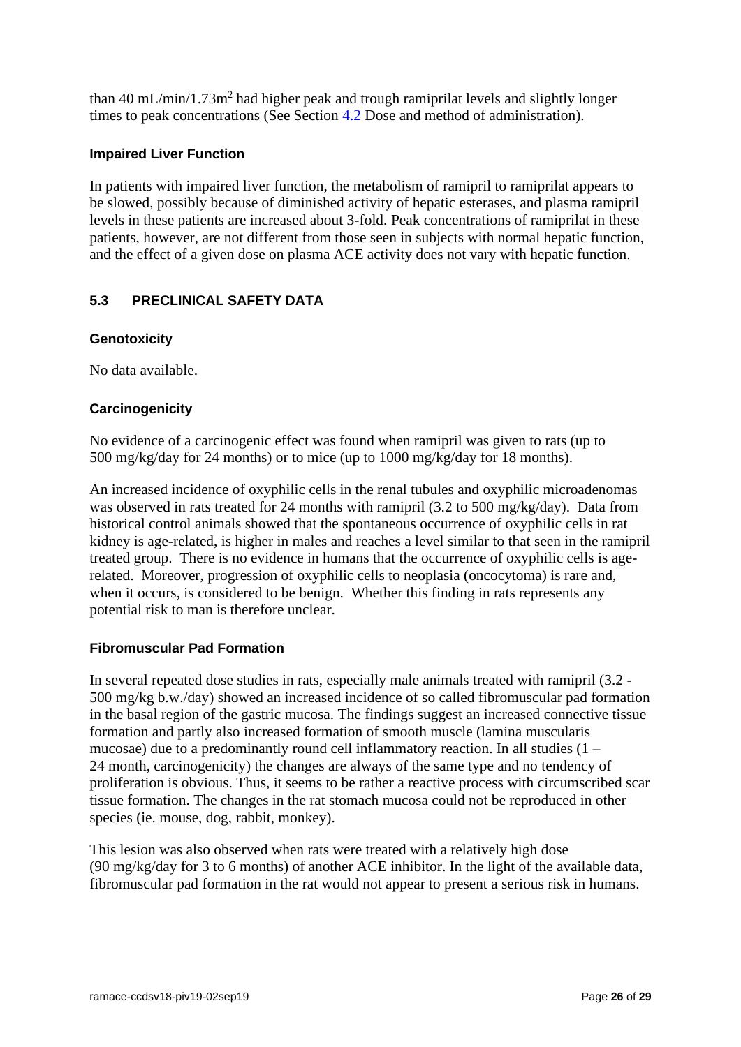than 40 mL/min/1.73m$^2$ had higher peak and trough ramiprilat levels and slightly longer times to peak concentrations (See Section 4.2 Dose and method of administration).

#### Impaired Liver Function

In patients with impaired liver function, the metabolism of ramipril to ramiprilat appears to be slowed, possibly because of diminished activity of hepatic esterases, and plasma ramipril levels in these patients are increased about 3-fold. Peak concentrations of ramiprilat in these patients, however, are not different from those seen in subjects with normal hepatic function, and the effect of a given dose on plasma ACE activity does not vary with hepatic function.

### 5.3 PRECLINICAL SAFETY DATA

#### Genotoxicity

No data available.

#### Carcinogenicity

No evidence of a carcinogenic effect was found when ramipril was given to rats (up to 500 mg/kg/day for 24 months) or to mice (up to 1000 mg/kg/day for 18 months).

An increased incidence of oxyphilic cells in the renal tubules and oxyphilic microadenomas was observed in rats treated for 24 months with ramipril (3.2 to 500 mg/kg/day). Data from historical control animals showed that the spontaneous occurrence of oxyphilic cells in rat kidney is age-related, is higher in males and reaches a level similar to that seen in the ramipril treated group. There is no evidence in humans that the occurrence of oxyphilic cells is age-related. Moreover, progression of oxyphilic cells to neoplasia (oncocytoma) is rare and, when it occurs, is considered to be benign. Whether this finding in rats represents any potential risk to man is therefore unclear.

#### Fibromuscular Pad Formation

In several repeated dose studies in rats, especially male animals treated with ramipril (3.2 - 500 mg/kg b.w./day) showed an increased incidence of so called fibromuscular pad formation in the basal region of the gastric mucosa. The findings suggest an increased connective tissue formation and partly also increased formation of smooth muscle (lamina muscularis mucosae) due to a predominantly round cell inflammatory reaction. In all studies (1 – 24 month, carcinogenicity) the changes are always of the same type and no tendency of proliferation is obvious. Thus, it seems to be rather a reactive process with circumscribed scar tissue formation. The changes in the rat stomach mucosa could not be reproduced in other species (ie. mouse, dog, rabbit, monkey).

This lesion was also observed when rats were treated with a relatively high dose (90 mg/kg/day for 3 to 6 months) of another ACE inhibitor. In the light of the available data, fibromuscular pad formation in the rat would not appear to present a serious risk in humans.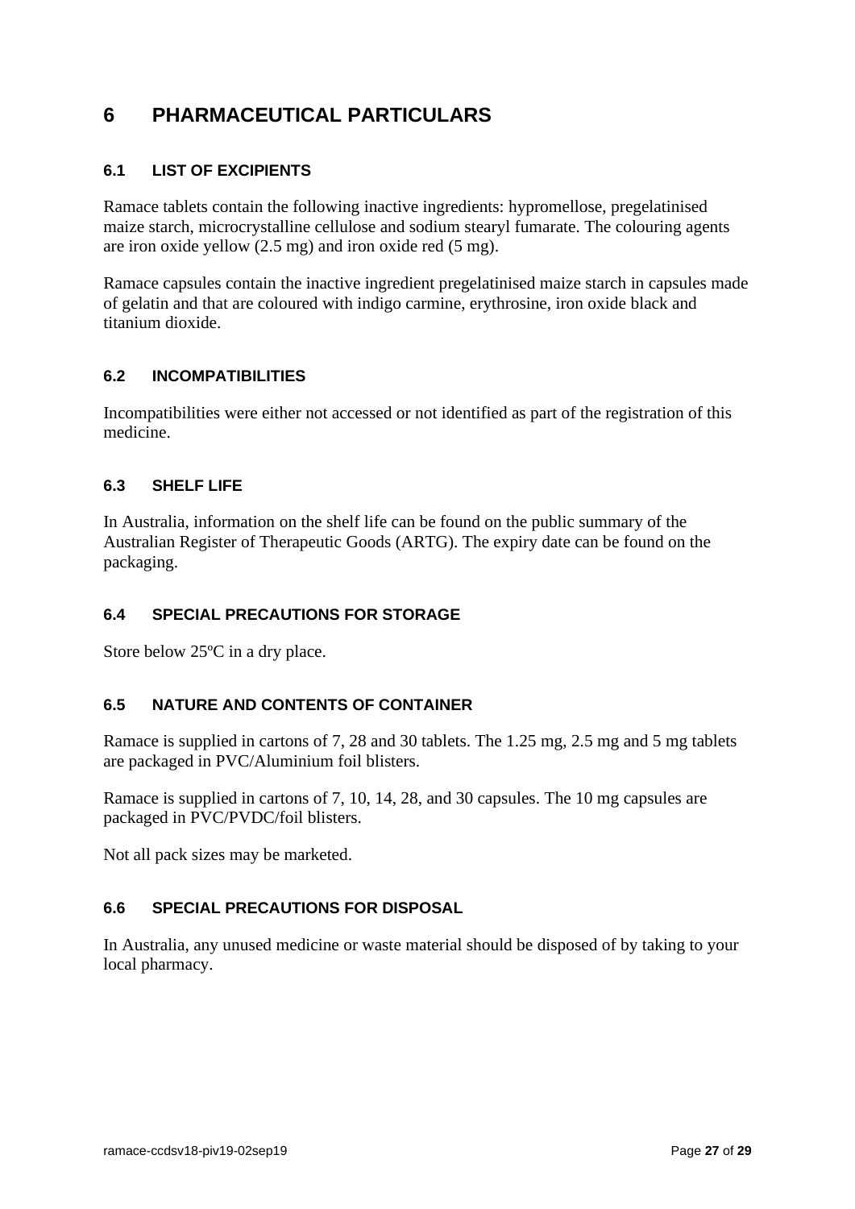# 6 PHARMACEUTICAL PARTICULARS

## 6.1 LIST OF EXCIPIENTS

Ramace tablets contain the following inactive ingredients: hypromellose, pregelatinised maize starch, microcrystalline cellulose and sodium stearyl fumarate. The colouring agents are iron oxide yellow (2.5 mg) and iron oxide red (5 mg).

Ramace capsules contain the inactive ingredient pregelatinised maize starch in capsules made of gelatin and that are coloured with indigo carmine, erythrosine, iron oxide black and titanium dioxide.

## 6.2 INCOMPATIBILITIES

Incompatibilities were either not accessed or not identified as part of the registration of this medicine.

## 6.3 SHELF LIFE

In Australia, information on the shelf life can be found on the public summary of the Australian Register of Therapeutic Goods (ARTG). The expiry date can be found on the packaging.

## 6.4 SPECIAL PRECAUTIONS FOR STORAGE

Store below 25ºC in a dry place.

## 6.5 NATURE AND CONTENTS OF CONTAINER

Ramace is supplied in cartons of 7, 28 and 30 tablets. The 1.25 mg, 2.5 mg and 5 mg tablets are packaged in PVC/Aluminium foil blisters.

Ramace is supplied in cartons of 7, 10, 14, 28, and 30 capsules. The 10 mg capsules are packaged in PVC/PVDC/foil blisters.

Not all pack sizes may be marketed.

## 6.6 SPECIAL PRECAUTIONS FOR DISPOSAL

In Australia, any unused medicine or waste material should be disposed of by taking to your local pharmacy.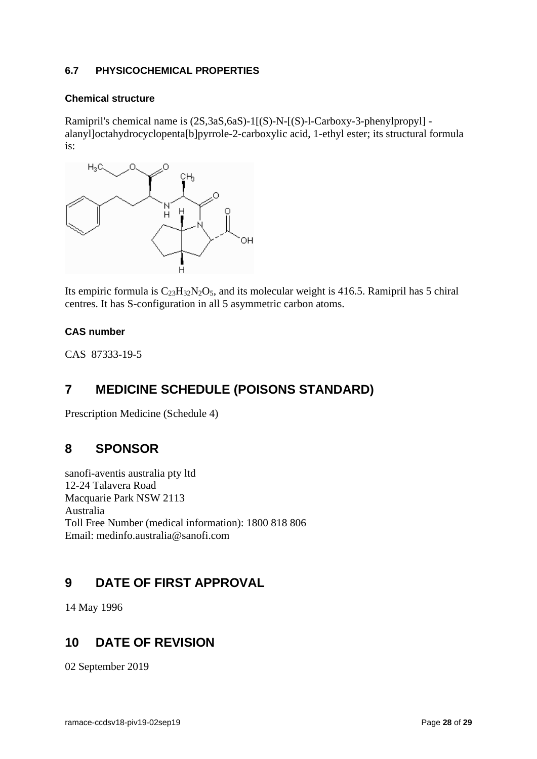### 6.7 PHYSICOCHEMICAL PROPERTIES

#### Chemical structure

Ramipril's chemical name is (2S,3aS,6aS)-1[(S)-N-[(S)-l-Carboxy-3-phenylpropyl] -alanyl]octahydrocyclopenta[b]pyrrole-2-carboxylic acid, 1-ethyl ester; its structural formula is:

Its empiric formula is $C_{23}H_{32}N_2O_5$, and its molecular weight is 416.5. Ramipril has 5 chiral centres. It has S-configuration in all 5 asymmetric carbon atoms.

#### CAS number

CAS 87333-19-5

## 7 MEDICINE SCHEDULE (POISONS STANDARD)

Prescription Medicine (Schedule 4)

## 8 SPONSOR

sanofi-aventis australia pty ltd
12-24 Talavera Road
Macquarie Park NSW 2113
Australia
Toll Free Number (medical information): 1800 818 806
Email: medinfo.australia@sanofi.com

## 9 DATE OF FIRST APPROVAL

14 May 1996

## 10 DATE OF REVISION

02 September 2019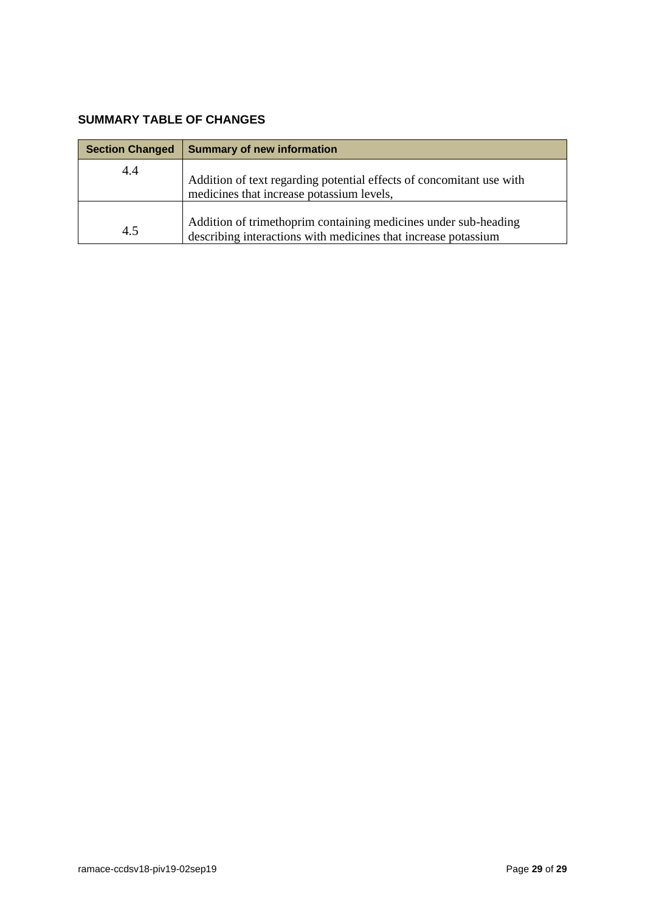**SUMMARY TABLE OF CHANGES**

| Section Changed | Summary of new information |
|---|---|
| 4.4 | Addition of text regarding potential effects of concomitant use with medicines that increase potassium levels, |
| 4.5 | Addition of trimethoprim containing medicines under sub-heading describing interactions with medicines that increase potassium |